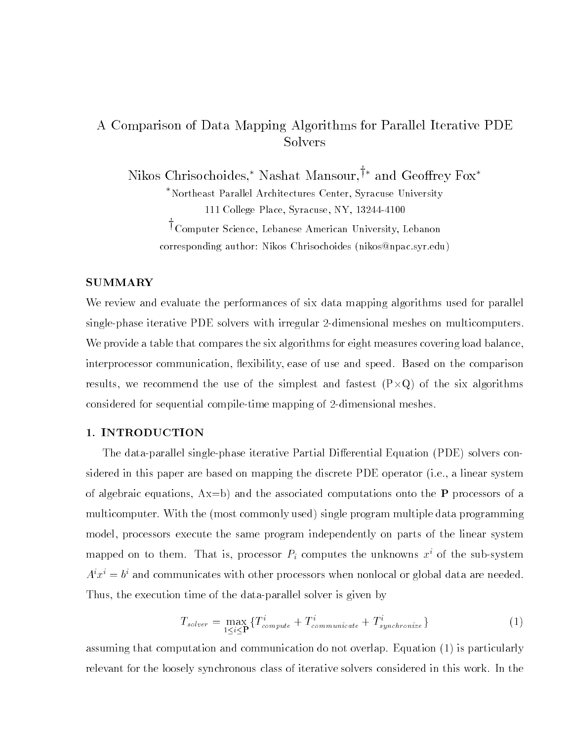# A Comparison of Data Mapping Algorithms for Parallel Iterative PDE Solvers

Nikos Chrisochoides,[*] Nashat Mansour,[†*] and Geoffrey Fox[*]

[*]Northeast Parallel Architectures Center, Syracuse University
111 College Place, Syracuse, NY, 13244-4100

[†]Computer Science, Lebanese American University, Lebanon

corresponding author: Nikos Chrisochoides (nikos@npac.syr.edu)

## SUMMARY

We review and evaluate the performances of six data mapping algorithms used for parallel single-phase iterative PDE solvers with irregular 2-dimensional meshes on multicomputers. We provide a table that compares the six algorithms for eight measures covering load balance, interprocessor communication, flexibility, ease of use and speed. Based on the comparison results, we recommend the use of the simplest and fastest (P×Q) of the six algorithms considered for sequential compile-time mapping of 2-dimensional meshes.

## 1. INTRODUCTION

The data-parallel single-phase iterative Partial Differential Equation (PDE) solvers considered in this paper are based on mapping the discrete PDE operator (i.e., a linear system of algebraic equations, Ax=b) and the associated computations onto the **P** processors of a multicomputer. With the (most commonly used) single program multiple data programming model, processors execute the same program independently on parts of the linear system mapped on to them. That is, processor $P_i$ computes the unknowns $x^i$ of the sub-system $A^i x^i = b^i$ and communicates with other processors when nonlocal or global data are needed. Thus, the execution time of the data-parallel solver is given by

$$T_{solver} = \max_{1 \leq i \leq \mathbf{P}} \{T^i_{compute} + T^i_{communicate} + T^i_{synchronize}\} \qquad (1)$$

assuming that computation and communication do not overlap. Equation (1) is particularly relevant for the loosely synchronous class of iterative solvers considered in this work. In the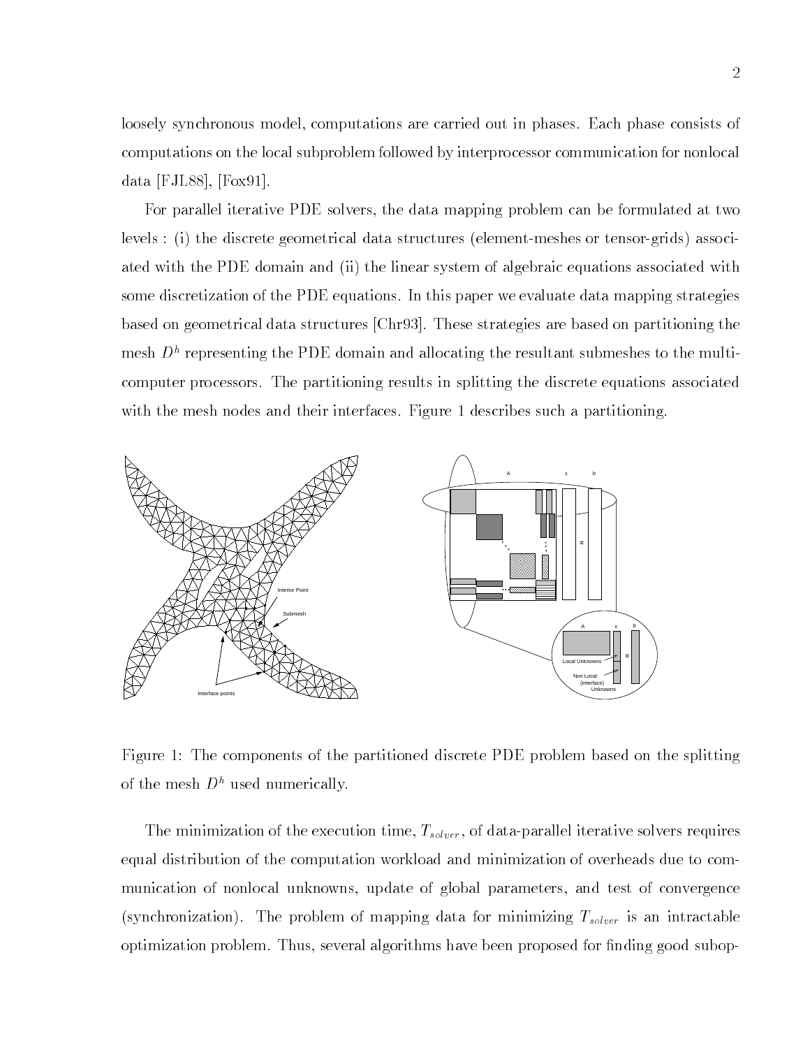loosely synchronous model, computations are carried out in phases. Each phase consists of computations on the local subproblem followed by interprocessor communication for nonlocal data [FJL88], [Fox91].

For parallel iterative PDE solvers, the data mapping problem can be formulated at two levels : (i) the discrete geometrical data structures (element-meshes or tensor-grids) associated with the PDE domain and (ii) the linear system of algebraic equations associated with some discretization of the PDE equations. In this paper we evaluate data mapping strategies based on geometrical data structures [Chr93]. These strategies are based on partitioning the mesh $D^h$ representing the PDE domain and allocating the resultant submeshes to the multicomputer processors. The partitioning results in splitting the discrete equations associated with the mesh nodes and their interfaces. Figure 1 describes such a partitioning.

Figure 1: The components of the partitioned discrete PDE problem based on the splitting of the mesh $D^h$ used numerically.

The minimization of the execution time, $T_{solver}$, of data-parallel iterative solvers requires equal distribution of the computation workload and minimization of overheads due to communication of nonlocal unknowns, update of global parameters, and test of convergence (synchronization). The problem of mapping data for minimizing $T_{solver}$ is an intractable optimization problem. Thus, several algorithms have been proposed for finding good subop-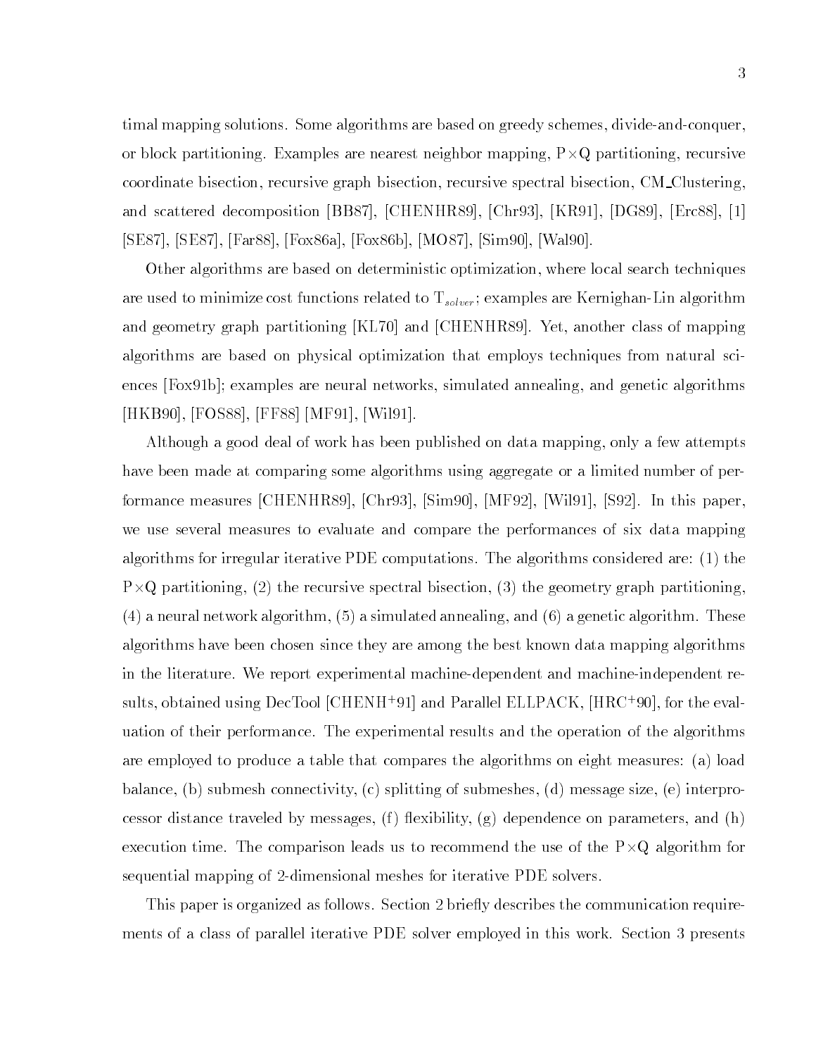timal mapping solutions. Some algorithms are based on greedy schemes, divide-and-conquer, or block partitioning. Examples are nearest neighbor mapping, P$\times$Q partitioning, recursive coordinate bisection, recursive graph bisection, recursive spectral bisection, CM_Clustering, and scattered decomposition [BB87], [CHENHR89], [Chr93], [KR91], [DG89], [Erc88], [1] [SE87], [SE87], [Far88], [Fox86a], [Fox86b], [MO87], [Sim90], [Wal90].

Other algorithms are based on deterministic optimization, where local search techniques are used to minimize cost functions related to $T_{solver}$; examples are Kernighan-Lin algorithm and geometry graph partitioning [KL70] and [CHENHR89]. Yet, another class of mapping algorithms are based on physical optimization that employs techniques from natural sciences [Fox91b]; examples are neural networks, simulated annealing, and genetic algorithms [HKB90], [FOS88], [FF88] [MF91], [Wil91].

Although a good deal of work has been published on data mapping, only a few attempts have been made at comparing some algorithms using aggregate or a limited number of performance measures [CHENHR89], [Chr93], [Sim90], [MF92], [Wil91], [S92]. In this paper, we use several measures to evaluate and compare the performances of six data mapping algorithms for irregular iterative PDE computations. The algorithms considered are: (1) the P$\times$Q partitioning, (2) the recursive spectral bisection, (3) the geometry graph partitioning, (4) a neural network algorithm, (5) a simulated annealing, and (6) a genetic algorithm. These algorithms have been chosen since they are among the best known data mapping algorithms in the literature. We report experimental machine-dependent and machine-independent results, obtained using DecTool [CHENH+91] and Parallel ELLPACK, [HRC+90], for the evaluation of their performance. The experimental results and the operation of the algorithms are employed to produce a table that compares the algorithms on eight measures: (a) load balance, (b) submesh connectivity, (c) splitting of submeshes, (d) message size, (e) interprocessor distance traveled by messages, (f) flexibility, (g) dependence on parameters, and (h) execution time. The comparison leads us to recommend the use of the P$\times$Q algorithm for sequential mapping of 2-dimensional meshes for iterative PDE solvers.

This paper is organized as follows. Section 2 briefly describes the communication requirements of a class of parallel iterative PDE solver employed in this work. Section 3 presents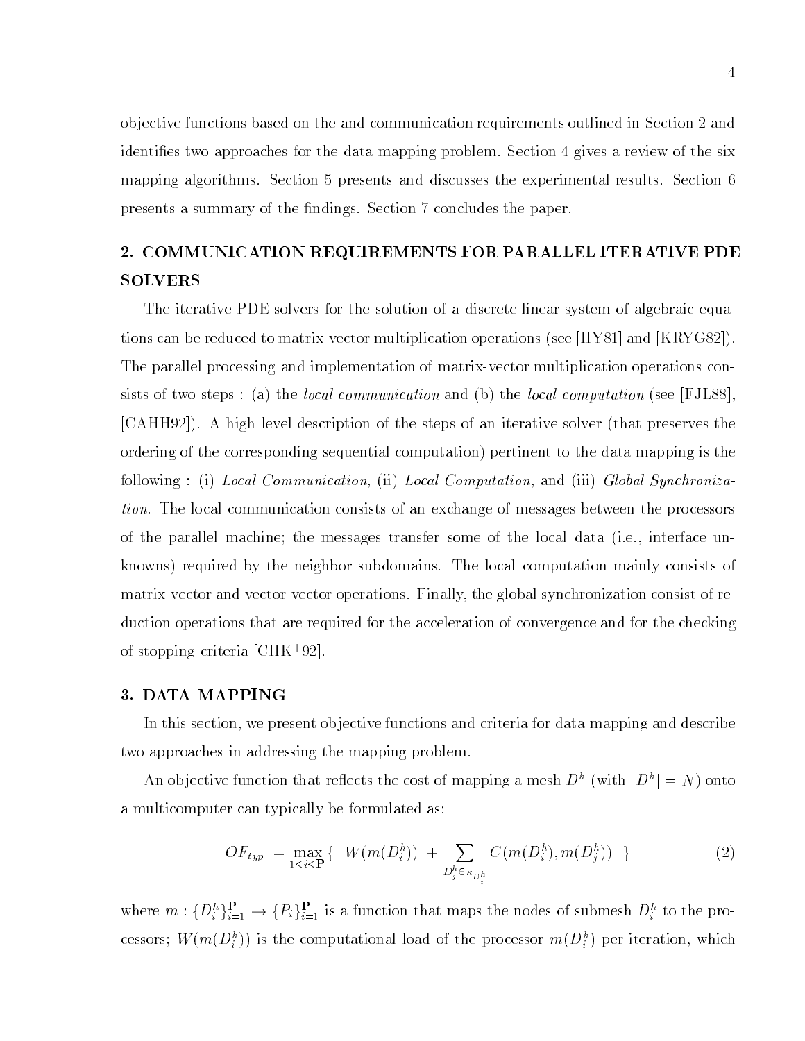objective functions based on the and communication requirements outlined in Section 2 and identifies two approaches for the data mapping problem. Section 4 gives a review of the six mapping algorithms. Section 5 presents and discusses the experimental results. Section 6 presents a summary of the findings. Section 7 concludes the paper.

## 2. COMMUNICATION REQUIREMENTS FOR PARALLEL ITERATIVE PDE SOLVERS

The iterative PDE solvers for the solution of a discrete linear system of algebraic equations can be reduced to matrix-vector multiplication operations (see [HY81] and [KRYG82]). The parallel processing and implementation of matrix-vector multiplication operations consists of two steps : (a) the *local communication* and (b) the *local computation* (see [FJL88], [CAHH92]). A high level description of the steps of an iterative solver (that preserves the ordering of the corresponding sequential computation) pertinent to the data mapping is the following : (i) *Local Communication*, (ii) *Local Computation*, and (iii) *Global Synchronization.* The local communication consists of an exchange of messages between the processors of the parallel machine; the messages transfer some of the local data (i.e., interface unknowns) required by the neighbor subdomains. The local computation mainly consists of matrix-vector and vector-vector operations. Finally, the global synchronization consist of reduction operations that are required for the acceleration of convergence and for the checking of stopping criteria [CHK+92].

## 3. DATA MAPPING

In this section, we present objective functions and criteria for data mapping and describe two approaches in addressing the mapping problem.

An objective function that reflects the cost of mapping a mesh $D^h$ (with $|D^h| = N$) onto a multicomputer can typically be formulated as:

$$OF_{typ} = \max_{1 \leq i \leq \mathbf{P}} \{ \;\; W(m(D_i^h)) \; + \sum_{D_j^h \in \kappa_{D_i^h}} C(m(D_i^h), m(D_j^h)) \;\; \} \tag{2}$$

where $m : \{D_i^h\}_{i=1}^{\mathbf{P}} \rightarrow \{P_i\}_{i=1}^{\mathbf{P}}$ is a function that maps the nodes of submesh $D_i^h$ to the processors; $W(m(D_i^h))$ is the computational load of the processor $m(D_i^h)$ per iteration, which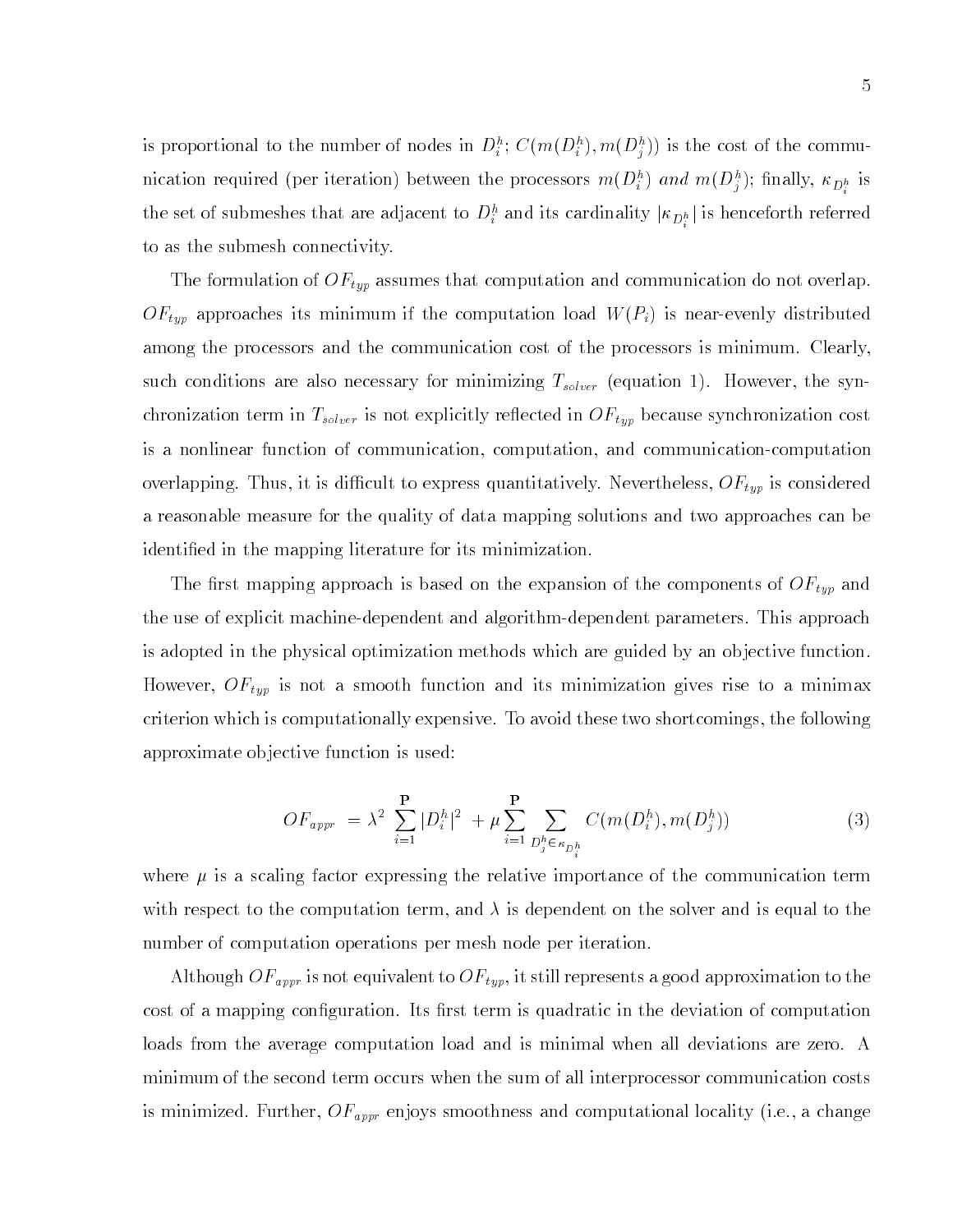is proportional to the number of nodes in $D_i^h$; $C(m(D_i^h), m(D_j^h))$ is the cost of the communication required (per iteration) between the processors $m(D_i^h)$ *and* $m(D_j^h)$; finally, $\kappa_{D_i^h}$ is the set of submeshes that are adjacent to $D_i^h$ and its cardinality $|\kappa_{D_i^h}|$ is henceforth referred to as the submesh connectivity.

The formulation of $OF_{typ}$ assumes that computation and communication do not overlap. $OF_{typ}$ approaches its minimum if the computation load $W(P_i)$ is near-evenly distributed among the processors and the communication cost of the processors is minimum. Clearly, such conditions are also necessary for minimizing $T_{solver}$ (equation 1). However, the synchronization term in $T_{solver}$ is not explicitly reflected in $OF_{typ}$ because synchronization cost is a nonlinear function of communication, computation, and communication-computation overlapping. Thus, it is difficult to express quantitatively. Nevertheless, $OF_{typ}$ is considered a reasonable measure for the quality of data mapping solutions and two approaches can be identified in the mapping literature for its minimization.

The first mapping approach is based on the expansion of the components of $OF_{typ}$ and the use of explicit machine-dependent and algorithm-dependent parameters. This approach is adopted in the physical optimization methods which are guided by an objective function. However, $OF_{typ}$ is not a smooth function and its minimization gives rise to a minimax criterion which is computationally expensive. To avoid these two shortcomings, the following approximate objective function is used:

$$OF_{appr} = \lambda^2 \sum_{i=1}^{\mathbf{P}} |D_i^h|^2 + \mu \sum_{i=1}^{\mathbf{P}} \sum_{D_j^h \in \kappa_{D_i^h}} C(m(D_i^h), m(D_j^h)) \tag{3}$$

where $\mu$ is a scaling factor expressing the relative importance of the communication term with respect to the computation term, and $\lambda$ is dependent on the solver and is equal to the number of computation operations per mesh node per iteration.

Although $OF_{appr}$ is not equivalent to $OF_{typ}$, it still represents a good approximation to the cost of a mapping configuration. Its first term is quadratic in the deviation of computation loads from the average computation load and is minimal when all deviations are zero. A minimum of the second term occurs when the sum of all interprocessor communication costs is minimized. Further, $OF_{appr}$ enjoys smoothness and computational locality (i.e., a change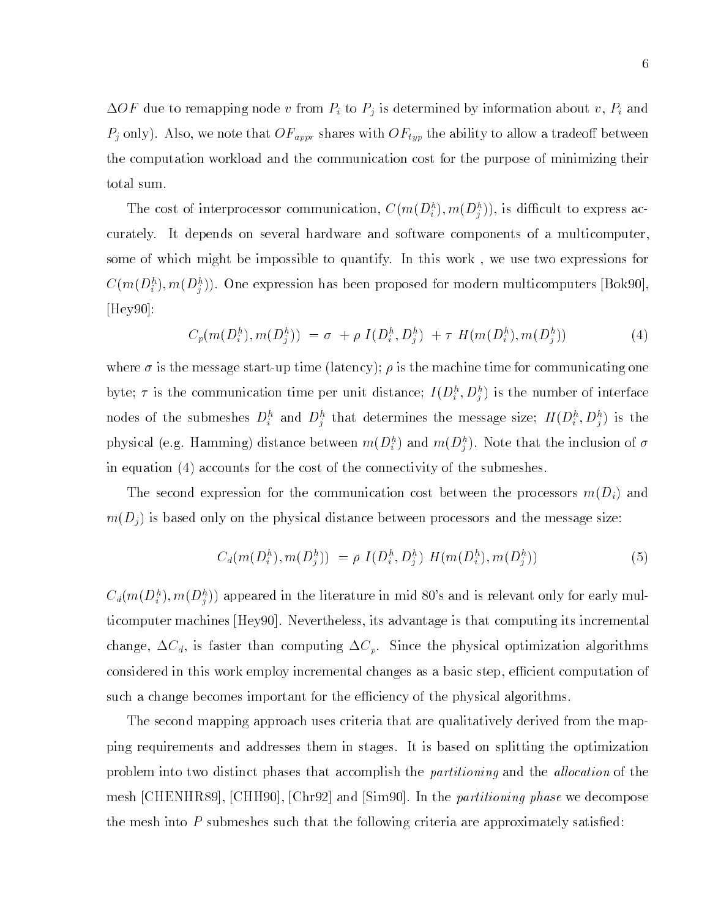$\Delta OF$ due to remapping node $v$ from $P_i$ to $P_j$ is determined by information about $v$, $P_i$ and $P_j$ only). Also, we note that $OF_{appr}$ shares with $OF_{typ}$ the ability to allow a tradeoff between the computation workload and the communication cost for the purpose of minimizing their total sum.

The cost of interprocessor communication, $C(m(D_i^h), m(D_j^h))$, is difficult to express accurately. It depends on several hardware and software components of a multicomputer, some of which might be impossible to quantify. In this work , we use two expressions for $C(m(D_i^h), m(D_j^h))$. One expression has been proposed for modern multicomputers [Bok90], [Hey90]:

$$C_p(m(D_i^h), m(D_j^h)) \; = \sigma \; + \rho \; I(D_i^h, D_j^h) \; + \tau \; H(m(D_i^h), m(D_j^h)) \tag{4}$$

where $\sigma$ is the message start-up time (latency); $\rho$ is the machine time for communicating one byte; $\tau$ is the communication time per unit distance; $I(D_i^h, D_j^h)$ is the number of interface nodes of the submeshes $D_i^h$ and $D_j^h$ that determines the message size; $H(D_i^h, D_j^h)$ is the physical (e.g. Hamming) distance between $m(D_i^h)$ and $m(D_j^h)$. Note that the inclusion of $\sigma$ in equation (4) accounts for the cost of the connectivity of the submeshes.

The second expression for the communication cost between the processors $m(D_i)$ and $m(D_j)$ is based only on the physical distance between processors and the message size:

$$C_d(m(D_i^h), m(D_j^h)) \; = \rho \; I(D_i^h, D_j^h) \; H(m(D_i^h), m(D_j^h)) \tag{5}$$

$C_d(m(D_i^h), m(D_j^h))$ appeared in the literature in mid 80's and is relevant only for early multicomputer machines [Hey90]. Nevertheless, its advantage is that computing its incremental change, $\Delta C_d$, is faster than computing $\Delta C_p$. Since the physical optimization algorithms considered in this work employ incremental changes as a basic step, efficient computation of such a change becomes important for the efficiency of the physical algorithms.

The second mapping approach uses criteria that are qualitatively derived from the mapping requirements and addresses them in stages. It is based on splitting the optimization problem into two distinct phases that accomplish the *partitioning* and the *allocation* of the mesh [CHENHR89], [CHH90], [Chr92] and [Sim90]. In the *partitioning phase* we decompose the mesh into $P$ submeshes such that the following criteria are approximately satisfied: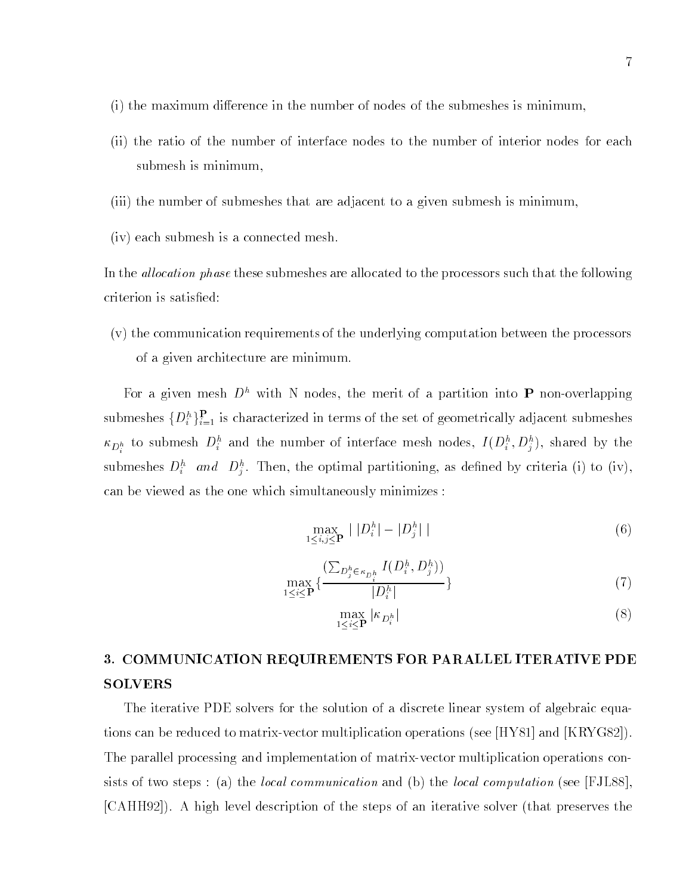(i) the maximum difference in the number of nodes of the submeshes is minimum,

(ii) the ratio of the number of interface nodes to the number of interior nodes for each submesh is minimum,

(iii) the number of submeshes that are adjacent to a given submesh is minimum,

(iv) each submesh is a connected mesh.

In the *allocation phase* these submeshes are allocated to the processors such that the following criterion is satisfied:

(v) the communication requirements of the underlying computation between the processors of a given architecture are minimum.

For a given mesh $D^h$ with N nodes, the merit of a partition into $\mathbf{P}$ non-overlapping submeshes $\{D_i^h\}_{i=1}^{\mathbf{P}}$ is characterized in terms of the set of geometrically adjacent submeshes $\kappa_{D_i^h}$ to submesh $D_i^h$ and the number of interface mesh nodes, $I(D_i^h, D_j^h)$, shared by the submeshes $D_i^h$ *and* $D_j^h$. Then, the optimal partitioning, as defined by criteria (i) to (iv), can be viewed as the one which simultaneously minimizes :

$$\max_{1 \leq i,j \leq \mathbf{P}} | \, |D_i^h| - |D_j^h| \, | \tag{6}$$

$$\max_{1 \leq i \leq \mathbf{P}} \{ \frac{(\sum_{D_j^h \in \kappa_{D_i^h}} I(D_i^h, D_j^h))}{|D_i^h|} \} \tag{7}$$

$$\max_{1 \leq i \leq \mathbf{P}} |\kappa_{D_i^h}| \tag{8}$$

## 3. COMMUNICATION REQUIREMENTS FOR PARALLEL ITERATIVE PDE SOLVERS

The iterative PDE solvers for the solution of a discrete linear system of algebraic equations can be reduced to matrix-vector multiplication operations (see [HY81] and [KRYG82]). The parallel processing and implementation of matrix-vector multiplication operations consists of two steps : (a) the *local communication* and (b) the *local computation* (see [FJL88], [CAHH92]). A high level description of the steps of an iterative solver (that preserves the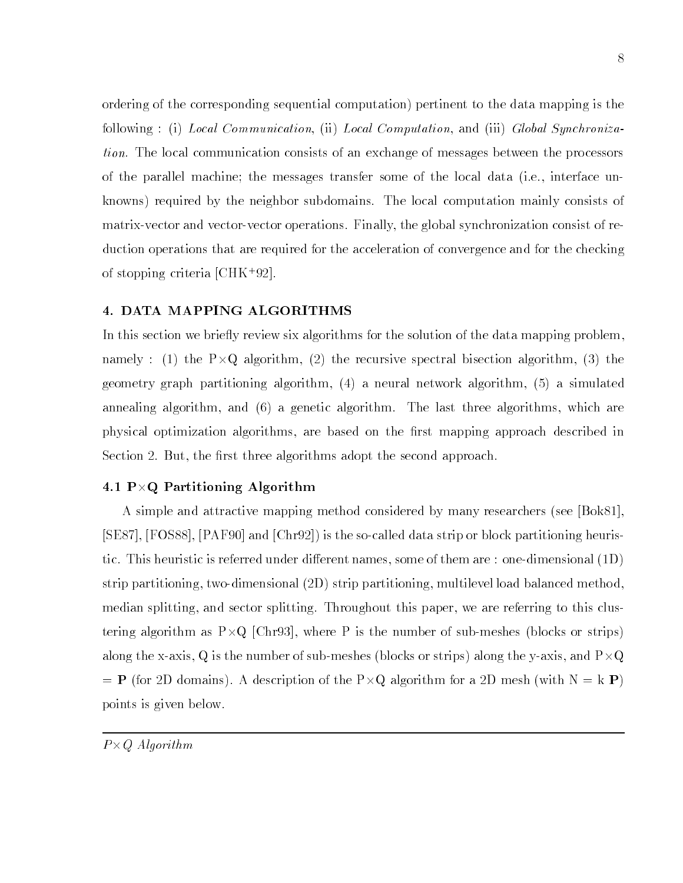ordering of the corresponding sequential computation) pertinent to the data mapping is the following : (i) *Local Communication*, (ii) *Local Computation*, and (iii) *Global Synchronization*. The local communication consists of an exchange of messages between the processors of the parallel machine; the messages transfer some of the local data (i.e., interface unknowns) required by the neighbor subdomains. The local computation mainly consists of matrix-vector and vector-vector operations. Finally, the global synchronization consist of reduction operations that are required for the acceleration of convergence and for the checking of stopping criteria [CHK+92].

## 4. DATA MAPPING ALGORITHMS

In this section we briefly review six algorithms for the solution of the data mapping problem, namely : (1) the P×Q algorithm, (2) the recursive spectral bisection algorithm, (3) the geometry graph partitioning algorithm, (4) a neural network algorithm, (5) a simulated annealing algorithm, and (6) a genetic algorithm. The last three algorithms, which are physical optimization algorithms, are based on the first mapping approach described in Section 2. But, the first three algorithms adopt the second approach.

### 4.1 P×Q Partitioning Algorithm

A simple and attractive mapping method considered by many researchers (see [Bok81], [SE87], [FOS88], [PAF90] and [Chr92]) is the so-called data strip or block partitioning heuristic. This heuristic is referred under different names, some of them are : one-dimensional (1D) strip partitioning, two-dimensional (2D) strip partitioning, multilevel load balanced method, median splitting, and sector splitting. Throughout this paper, we are referring to this clustering algorithm as P×Q [Chr93], where P is the number of sub-meshes (blocks or strips) along the x-axis, Q is the number of sub-meshes (blocks or strips) along the y-axis, and P×Q = **P** (for 2D domains). A description of the P×Q algorithm for a 2D mesh (with N = k **P**) points is given below.

---

*P×Q Algorithm*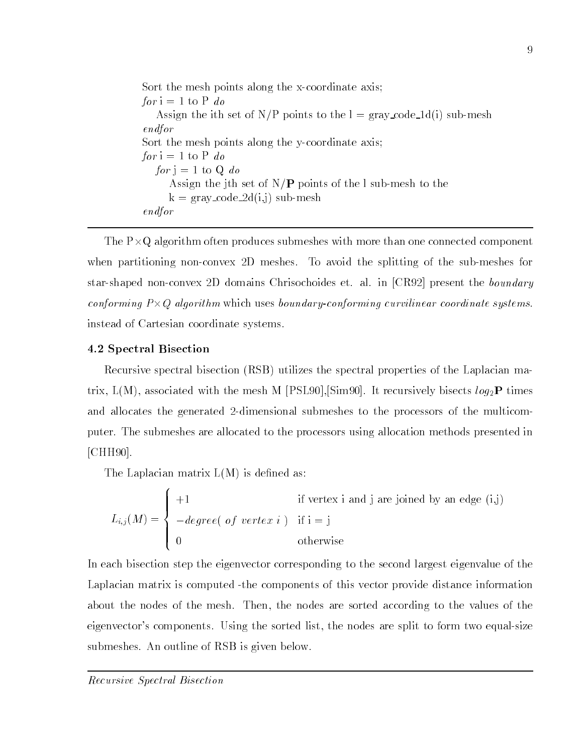```
Sort the mesh points along the x-coordinate axis;
for i = 1 to P do
   Assign the ith set of N/P points to the l = gray_code_1d(i) sub-mesh
endfor
Sort the mesh points along the y-coordinate axis;
for i = 1 to P do
   for j = 1 to Q do
      Assign the jth set of N/P points of the l sub-mesh to the
      k = gray_code_2d(i,j) sub-mesh
endfor
```

---

The P×Q algorithm often produces submeshes with more than one connected component when partitioning non-convex 2D meshes. To avoid the splitting of the sub-meshes for star-shaped non-convex 2D domains Chrisochoides et. al. in [CR92] present the *boundary conforming P×Q algorithm* which uses *boundary-conforming curvilinear coordinate systems.* instead of Cartesian coordinate systems.

### 4.2 Spectral Bisection

Recursive spectral bisection (RSB) utilizes the spectral properties of the Laplacian matrix, L(M), associated with the mesh M [PSL90],[Sim90]. It recursively bisects $log_2\mathbf{P}$ times and allocates the generated 2-dimensional submeshes to the processors of the multicomputer. The submeshes are allocated to the processors using allocation methods presented in [CHH90].

The Laplacian matrix L(M) is defined as:

$$L_{i,j}(M) = \begin{cases} +1 & \text{if vertex i and j are joined by an edge (i,j)} \\ -degree(\ of\ vertex\ i\ ) & \text{if i = j} \\ 0 & \text{otherwise} \end{cases}$$

In each bisection step the eigenvector corresponding to the second largest eigenvalue of the Laplacian matrix is computed -the components of this vector provide distance information about the nodes of the mesh. Then, the nodes are sorted according to the values of the eigenvector's components. Using the sorted list, the nodes are split to form two equal-size submeshes. An outline of RSB is given below.

---

*Recursive Spectral Bisection*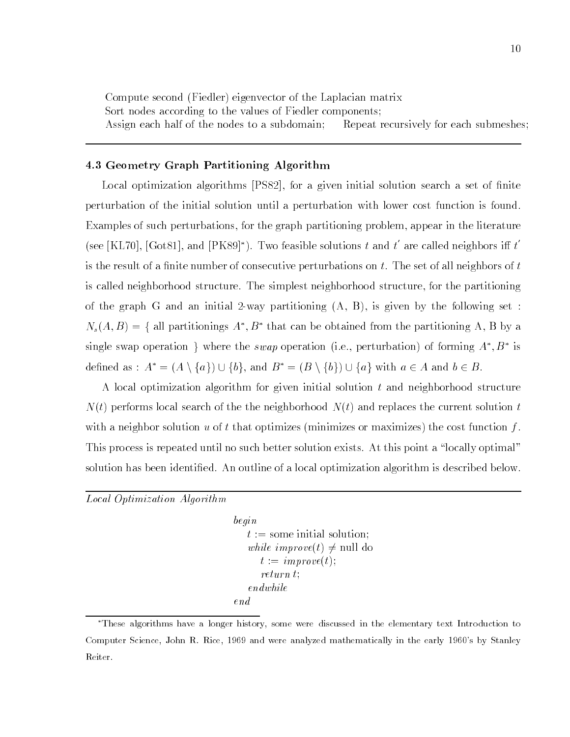Compute second (Fiedler) eigenvector of the Laplacian matrix
Sort nodes according to the values of Fiedler components;
Assign each half of the nodes to a subdomain; Repeat recursively for each submeshes;

---

### 4.3 Geometry Graph Partitioning Algorithm

Local optimization algorithms [PS82], for a given initial solution search a set of finite perturbation of the initial solution until a perturbation with lower cost function is found. Examples of such perturbations, for the graph partitioning problem, appear in the literature (see [KL70], [Got81], and [PK89]*). Two feasible solutions $t$ and $t'$ are called neighbors iff $t'$ is the result of a finite number of consecutive perturbations on $t$. The set of all neighbors of $t$ is called neighborhood structure. The simplest neighborhood structure, for the partitioning of the graph G and an initial 2-way partitioning (A, B), is given by the following set : $N_s(A, B) = \{$ all partitionings $A^*, B^*$ that can be obtained from the partitioning A, B by a single swap operation $\}$ where the *swap* operation (i.e., perturbation) of forming $A^*, B^*$ is defined as : $A^* = (A \setminus \{a\}) \cup \{b\}$, and $B^* = (B \setminus \{b\}) \cup \{a\}$ with $a \in A$ and $b \in B$.

A local optimization algorithm for given initial solution $t$ and neighborhood structure $N(t)$ performs local search of the the neighborhood $N(t)$ and replaces the current solution $t$ with a neighbor solution $u$ of $t$ that optimizes (minimizes or maximizes) the cost function $f$. This process is repeated until no such better solution exists. At this point a "locally optimal" solution has been identified. An outline of a local optimization algorithm is described below.

---

*Local Optimization Algorithm*

```
begin
    t := some initial solution;
    while improve(t) ≠ null do
        t := improve(t);
        return t;
    endwhile
end
```

*These algorithms have a longer history, some were discussed in the elementary text Introduction to Computer Science, John R. Rice, 1969 and were analyzed mathematically in the early 1960's by Stanley Reiter.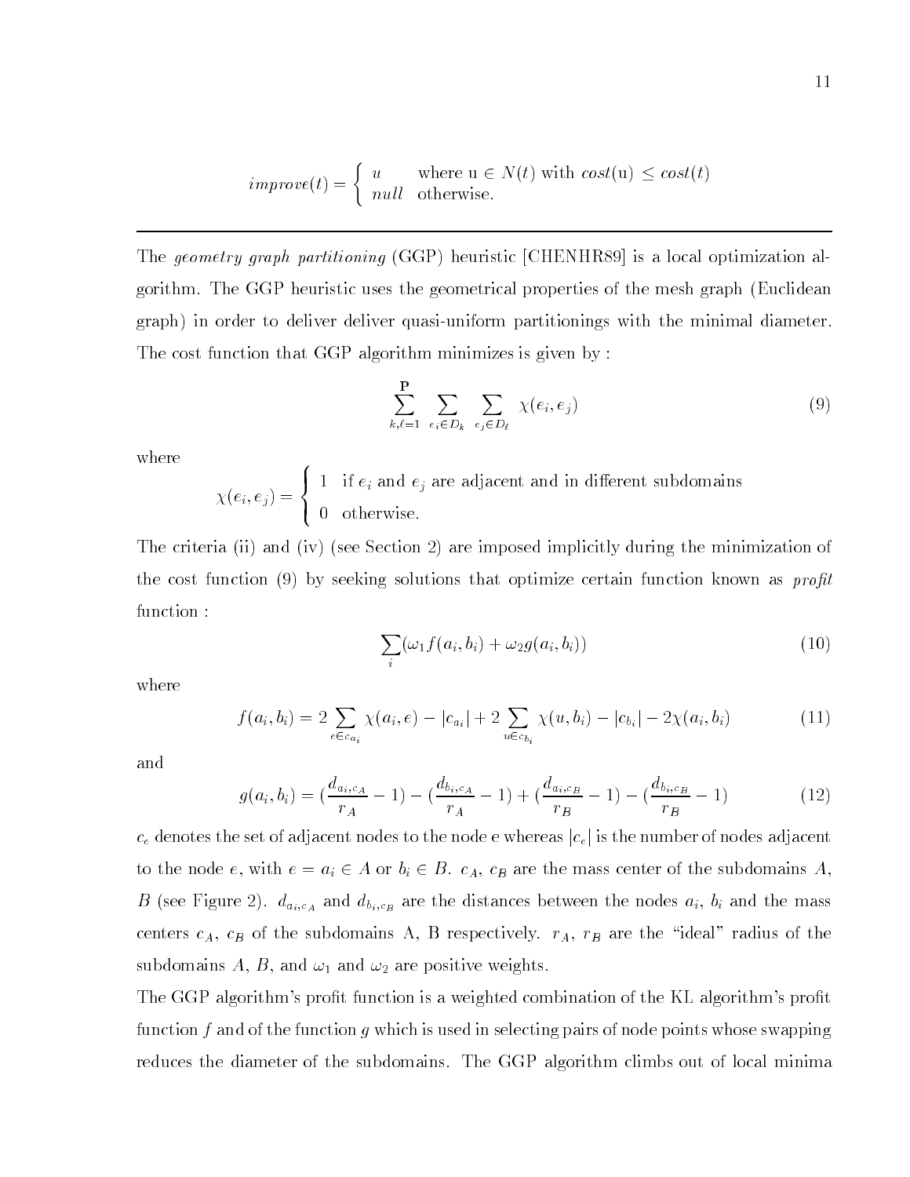$$improve(t) = \begin{cases} u & \text{where u} \in N(t) \text{ with } cost(\text{u}) \leq cost(t) \\ null & \text{otherwise.} \end{cases}$$

---

The *geometry graph partitioning* (GGP) heuristic [CHENHR89] is a local optimization algorithm. The GGP heuristic uses the geometrical properties of the mesh graph (Euclidean graph) in order to deliver deliver quasi-uniform partitionings with the minimal diameter. The cost function that GGP algorithm minimizes is given by :

$$\sum_{k,\ell=1}^{\mathbf{P}} \sum_{e_i \in D_k} \sum_{e_j \in D_\ell} \chi(e_i, e_j) \tag{9}$$

where

$$\chi(e_i, e_j) = \begin{cases} 1 & \text{if } e_i \text{ and } e_j \text{ are adjacent and in different subdomains} \\ 0 & \text{otherwise.} \end{cases}$$

The criteria (ii) and (iv) (see Section 2) are imposed implicitly during the minimization of the cost function (9) by seeking solutions that optimize certain function known as *profit* function :

$$\sum_i (\omega_1 f(a_i, b_i) + \omega_2 g(a_i, b_i)) \tag{10}$$

where

$$f(a_i, b_i) = 2 \sum_{e \in c_{a_i}} \chi(a_i, e) - |c_{a_i}| + 2 \sum_{u \in c_{b_i}} \chi(u, b_i) - |c_{b_i}| - 2\chi(a_i, b_i) \tag{11}$$

and

$$g(a_i, b_i) = (\frac{d_{a_i, c_A}}{r_A} - 1) - (\frac{d_{b_i, c_A}}{r_A} - 1) + (\frac{d_{a_i, c_B}}{r_B} - 1) - (\frac{d_{b_i, c_B}}{r_B} - 1) \tag{12}$$

$c_e$ denotes the set of adjacent nodes to the node e whereas $|c_e|$ is the number of nodes adjacent to the node $e$, with $e = a_i \in A$ or $b_i \in B$. $c_A$, $c_B$ are the mass center of the subdomains $A$, $B$ (see Figure 2). $d_{a_i,c_A}$ and $d_{b_i,c_B}$ are the distances between the nodes $a_i$, $b_i$ and the mass centers $c_A$, $c_B$ of the subdomains A, B respectively. $r_A$, $r_B$ are the "ideal" radius of the subdomains $A$, $B$, and $\omega_1$ and $\omega_2$ are positive weights.

The GGP algorithm's profit function is a weighted combination of the KL algorithm's profit function $f$ and of the function $g$ which is used in selecting pairs of node points whose swapping reduces the diameter of the subdomains. The GGP algorithm climbs out of local minima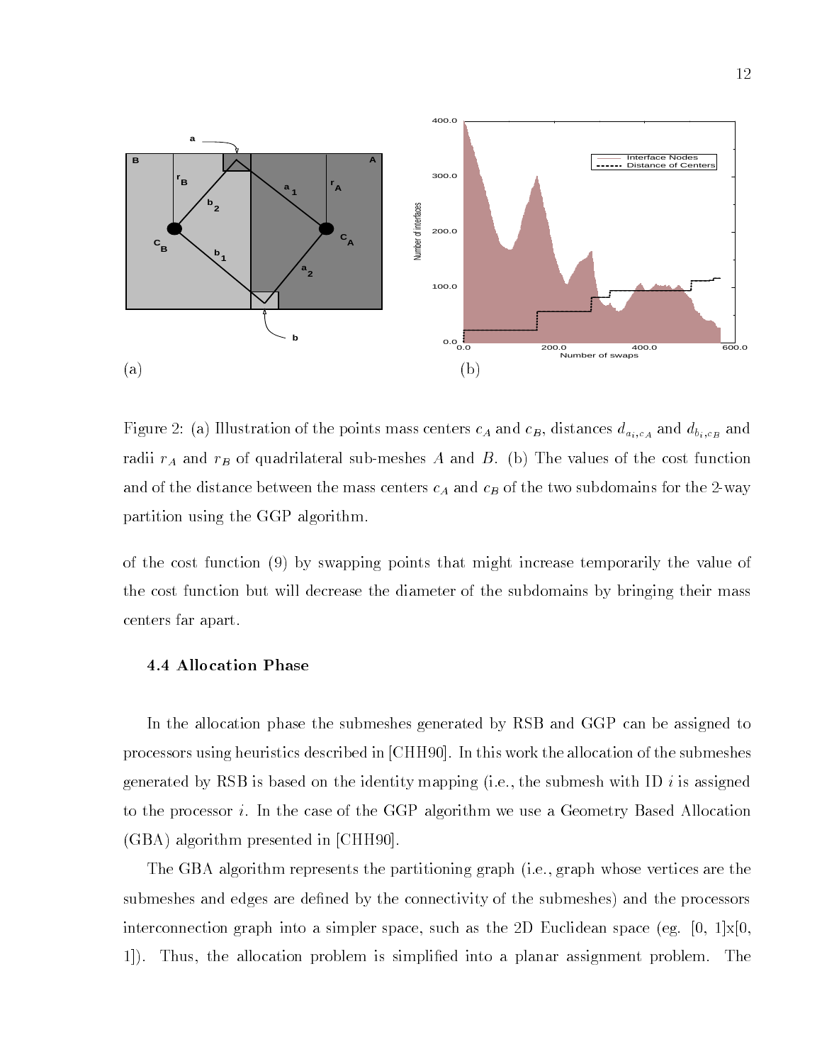(a) (b)

Figure 2: (a) Illustration of the points mass centers $c_A$ and $c_B$, distances $d_{a_i,c_A}$ and $d_{b_i,c_B}$ and radii $r_A$ and $r_B$ of quadrilateral sub-meshes $A$ and $B$. (b) The values of the cost function and of the distance between the mass centers $c_A$ and $c_B$ of the two subdomains for the 2-way partition using the GGP algorithm.

of the cost function (9) by swapping points that might increase temporarily the value of the cost function but will decrease the diameter of the subdomains by bringing their mass centers far apart.

### 4.4 Allocation Phase

In the allocation phase the submeshes generated by RSB and GGP can be assigned to processors using heuristics described in [CHH90]. In this work the allocation of the submeshes generated by RSB is based on the identity mapping (i.e., the submesh with ID $i$ is assigned to the processor $i$. In the case of the GGP algorithm we use a Geometry Based Allocation (GBA) algorithm presented in [CHH90].

The GBA algorithm represents the partitioning graph (i.e., graph whose vertices are the submeshes and edges are defined by the connectivity of the submeshes) and the processors interconnection graph into a simpler space, such as the 2D Euclidean space (eg. [0, 1]x[0, 1]). Thus, the allocation problem is simplified into a planar assignment problem. The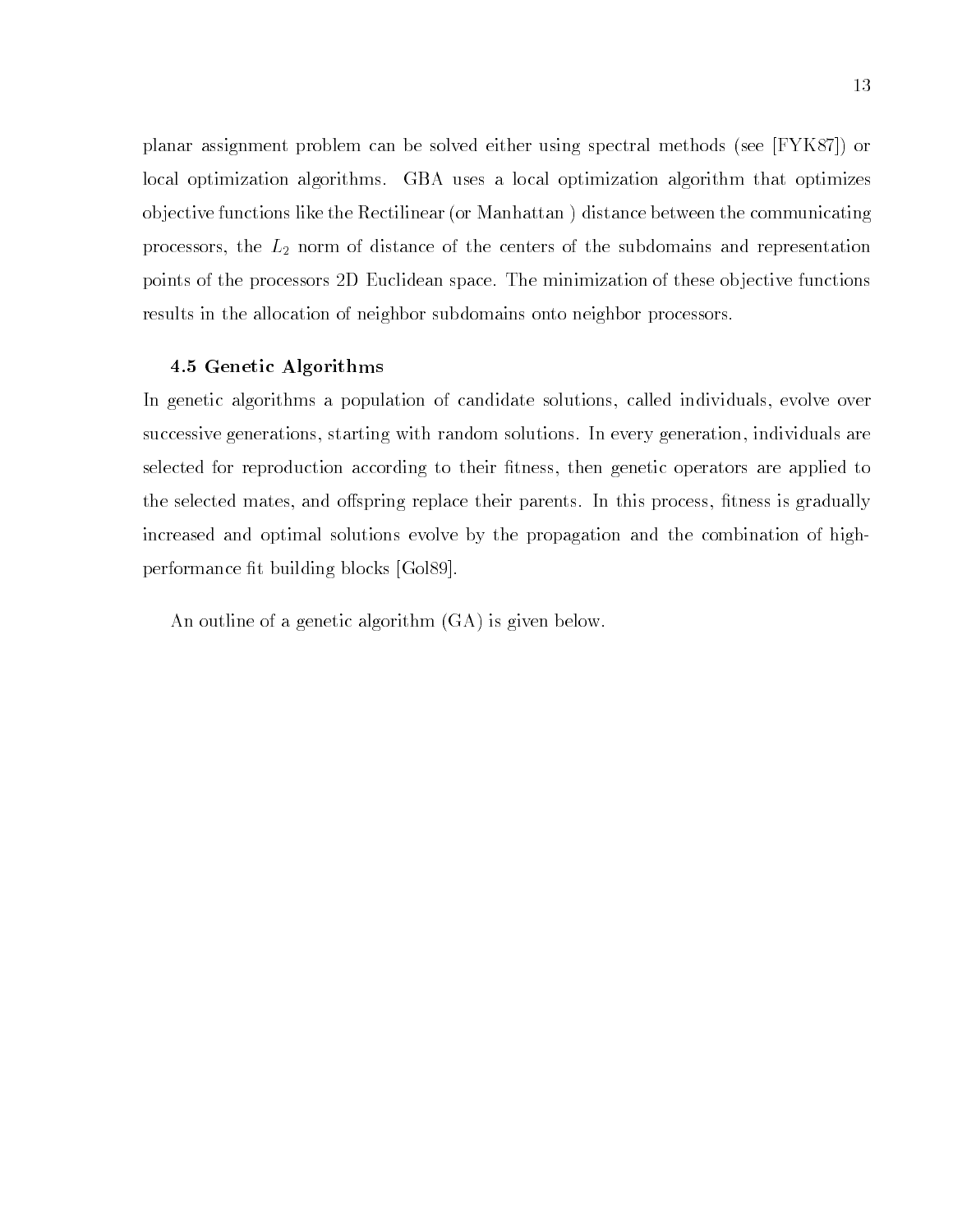planar assignment problem can be solved either using spectral methods (see [FYK87]) or local optimization algorithms. GBA uses a local optimization algorithm that optimizes objective functions like the Rectilinear (or Manhattan ) distance between the communicating processors, the $L_2$ norm of distance of the centers of the subdomains and representation points of the processors 2D Euclidean space. The minimization of these objective functions results in the allocation of neighbor subdomains onto neighbor processors.

### 4.5 Genetic Algorithms

In genetic algorithms a population of candidate solutions, called individuals, evolve over successive generations, starting with random solutions. In every generation, individuals are selected for reproduction according to their fitness, then genetic operators are applied to the selected mates, and offspring replace their parents. In this process, fitness is gradually increased and optimal solutions evolve by the propagation and the combination of high-performance fit building blocks [Gol89].

An outline of a genetic algorithm (GA) is given below.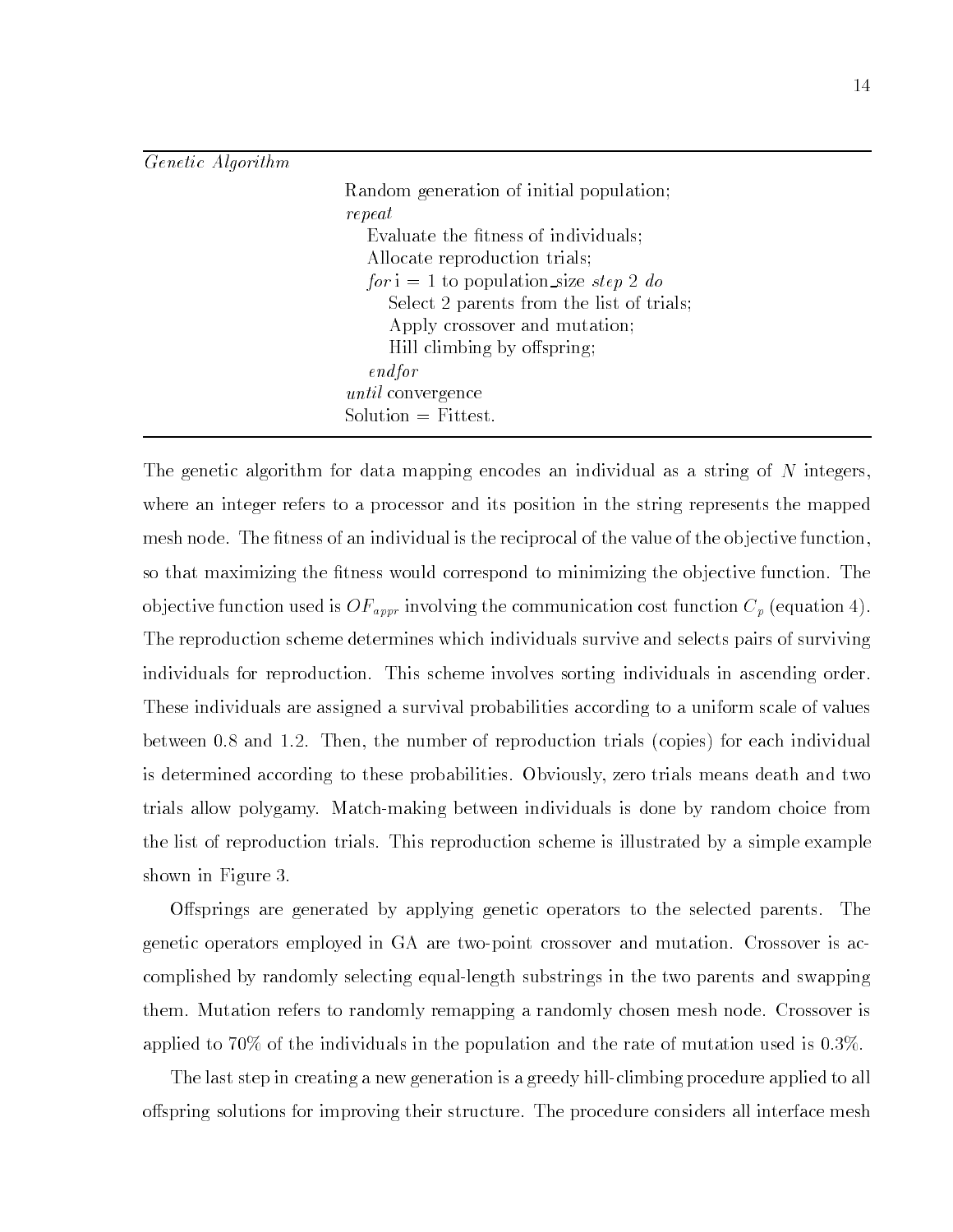*Genetic Algorithm*

```
Random generation of initial population;
repeat
   Evaluate the fitness of individuals;
   Allocate reproduction trials;
   for i = 1 to population_size step 2 do
      Select 2 parents from the list of trials;
      Apply crossover and mutation;
      Hill climbing by offspring;
   endfor
until convergence
Solution = Fittest.
```

The genetic algorithm for data mapping encodes an individual as a string of $N$ integers, where an integer refers to a processor and its position in the string represents the mapped mesh node. The fitness of an individual is the reciprocal of the value of the objective function, so that maximizing the fitness would correspond to minimizing the objective function. The objective function used is $OF_{appr}$ involving the communication cost function $C_p$ (equation 4). The reproduction scheme determines which individuals survive and selects pairs of surviving individuals for reproduction. This scheme involves sorting individuals in ascending order. These individuals are assigned a survival probabilities according to a uniform scale of values between 0.8 and 1.2. Then, the number of reproduction trials (copies) for each individual is determined according to these probabilities. Obviously, zero trials means death and two trials allow polygamy. Match-making between individuals is done by random choice from the list of reproduction trials. This reproduction scheme is illustrated by a simple example shown in Figure 3.

Offsprings are generated by applying genetic operators to the selected parents. The genetic operators employed in GA are two-point crossover and mutation. Crossover is accomplished by randomly selecting equal-length substrings in the two parents and swapping them. Mutation refers to randomly remapping a randomly chosen mesh node. Crossover is applied to 70% of the individuals in the population and the rate of mutation used is 0.3%.

The last step in creating a new generation is a greedy hill-climbing procedure applied to all offspring solutions for improving their structure. The procedure considers all interface mesh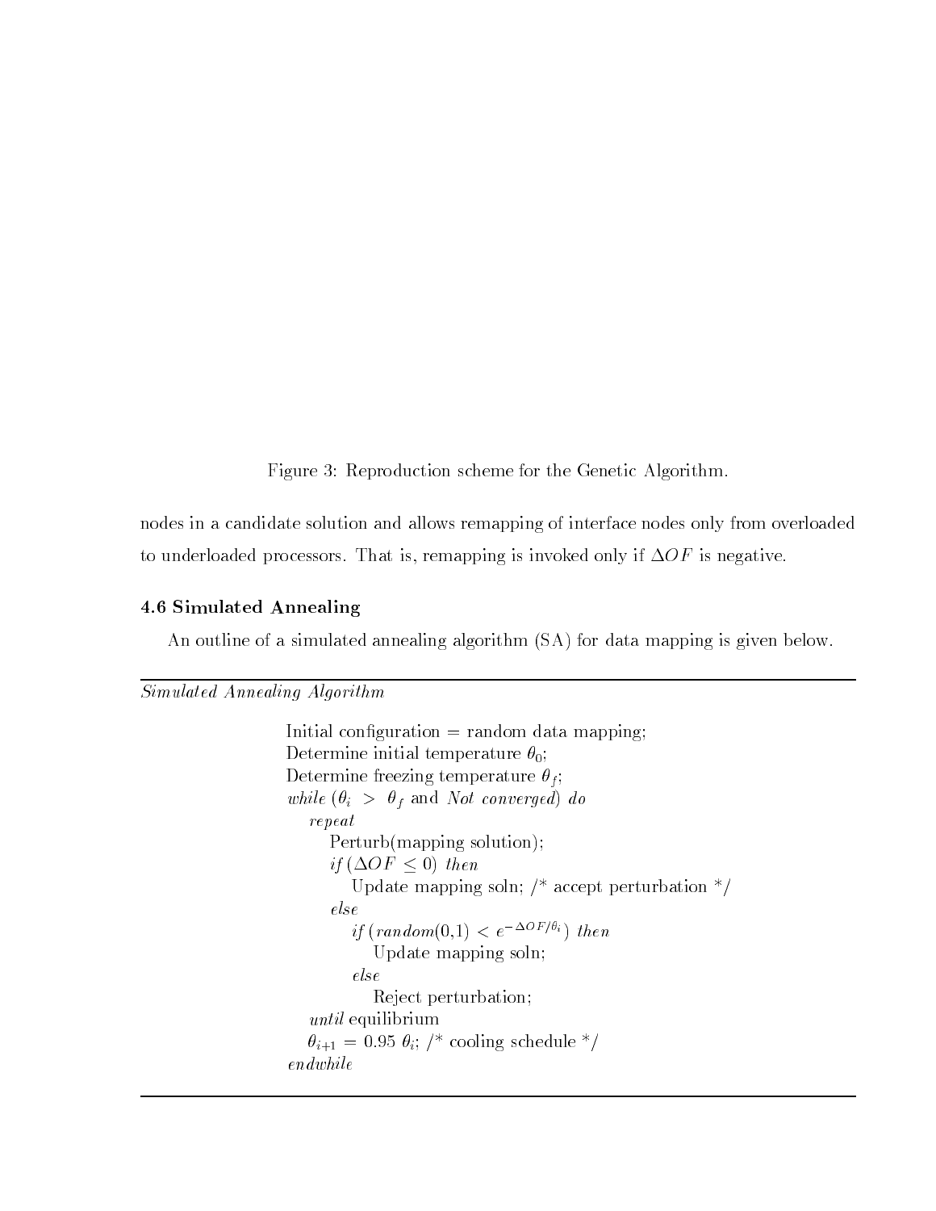Figure 3: Reproduction scheme for the Genetic Algorithm.

nodes in a candidate solution and allows remapping of interface nodes only from overloaded to underloaded processors. That is, remapping is invoked only if $\Delta OF$ is negative.

### 4.6 Simulated Annealing

An outline of a simulated annealing algorithm (SA) for data mapping is given below.

---

*Simulated Annealing Algorithm*

```
Initial configuration = random data mapping;
Determine initial temperature θ_0;
Determine freezing temperature θ_f;
while (θ_i > θ_f and Not converged) do
   repeat
      Perturb(mapping solution);
      if (ΔOF ≤ 0) then
         Update mapping soln; /* accept perturbation */
      else
         if (random(0,1) < e^(−ΔOF/θ_i)) then
            Update mapping soln;
         else
            Reject perturbation;
   until equilibrium
   θ_{i+1} = 0.95 θ_i; /* cooling schedule */
endwhile
```

---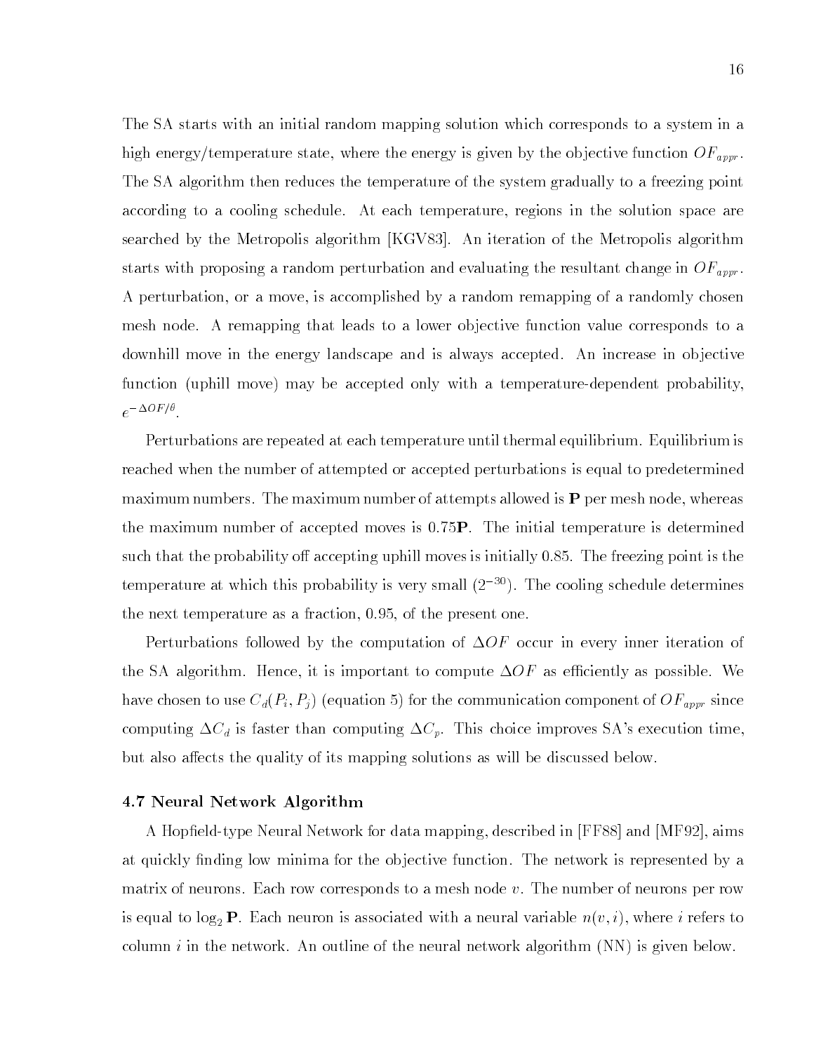The SA starts with an initial random mapping solution which corresponds to a system in a high energy/temperature state, where the energy is given by the objective function $OF_{appr}$. The SA algorithm then reduces the temperature of the system gradually to a freezing point according to a cooling schedule. At each temperature, regions in the solution space are searched by the Metropolis algorithm [KGV83]. An iteration of the Metropolis algorithm starts with proposing a random perturbation and evaluating the resultant change in $OF_{appr}$. A perturbation, or a move, is accomplished by a random remapping of a randomly chosen mesh node. A remapping that leads to a lower objective function value corresponds to a downhill move in the energy landscape and is always accepted. An increase in objective function (uphill move) may be accepted only with a temperature-dependent probability, $e^{-\Delta OF/\theta}$.

Perturbations are repeated at each temperature until thermal equilibrium. Equilibrium is reached when the number of attempted or accepted perturbations is equal to predetermined maximum numbers. The maximum number of attempts allowed is **P** per mesh node, whereas the maximum number of accepted moves is 0.75**P**. The initial temperature is determined such that the probability off accepting uphill moves is initially 0.85. The freezing point is the temperature at which this probability is very small ($2^{-30}$). The cooling schedule determines the next temperature as a fraction, 0.95, of the present one.

Perturbations followed by the computation of $\Delta OF$ occur in every inner iteration of the SA algorithm. Hence, it is important to compute $\Delta OF$ as efficiently as possible. We have chosen to use $C_d(P_i, P_j)$ (equation 5) for the communication component of $OF_{appr}$ since computing $\Delta C_d$ is faster than computing $\Delta C_p$. This choice improves SA's execution time, but also affects the quality of its mapping solutions as will be discussed below.

### 4.7 Neural Network Algorithm

A Hopfield-type Neural Network for data mapping, described in [FF88] and [MF92], aims at quickly finding low minima for the objective function. The network is represented by a matrix of neurons. Each row corresponds to a mesh node $v$. The number of neurons per row is equal to $\log_2 \mathbf{P}$. Each neuron is associated with a neural variable $n(v, i)$, where $i$ refers to column $i$ in the network. An outline of the neural network algorithm (NN) is given below.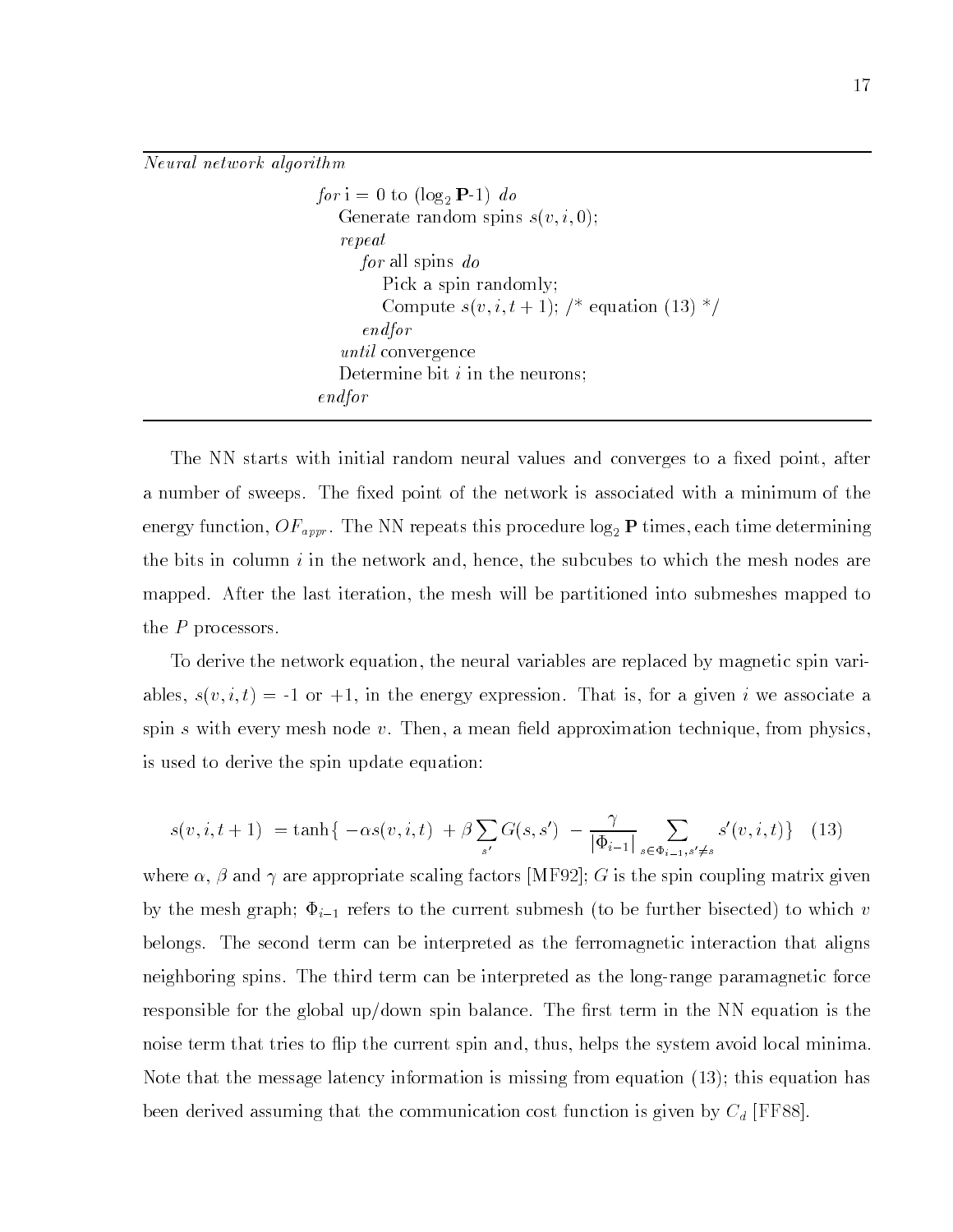*Neural network algorithm*

```
for i = 0 to (log2 P-1) do
    Generate random spins s(v, i, 0);
    repeat
        for all spins do
            Pick a spin randomly;
            Compute s(v, i, t + 1); /* equation (13) */
        endfor
    until convergence
    Determine bit i in the neurons;
endfor
```

The NN starts with initial random neural values and converges to a fixed point, after a number of sweeps. The fixed point of the network is associated with a minimum of the energy function, $OF_{appr}$. The NN repeats this procedure $\log_2 \mathbf{P}$ times, each time determining the bits in column $i$ in the network and, hence, the subcubes to which the mesh nodes are mapped. After the last iteration, the mesh will be partitioned into submeshes mapped to the $P$ processors.

To derive the network equation, the neural variables are replaced by magnetic spin variables, $s(v, i, t)$ = -1 or +1, in the energy expression. That is, for a given $i$ we associate a spin $s$ with every mesh node $v$. Then, a mean field approximation technique, from physics, is used to derive the spin update equation:

$$s(v, i, t+1) \ = \tanh\{ \ -\alpha s(v, i, t) \ + \beta \sum_{s'} G(s, s') \ - \frac{\gamma}{|\Phi_{i-1}|} \sum_{s \in \Phi_{i-1}, s' \neq s} s'(v, i, t)\} \quad (13)$$

where $\alpha$, $\beta$ and $\gamma$ are appropriate scaling factors [MF92]; $G$ is the spin coupling matrix given by the mesh graph; $\Phi_{i-1}$ refers to the current submesh (to be further bisected) to which $v$ belongs. The second term can be interpreted as the ferromagnetic interaction that aligns neighboring spins. The third term can be interpreted as the long-range paramagnetic force responsible for the global up/down spin balance. The first term in the NN equation is the noise term that tries to flip the current spin and, thus, helps the system avoid local minima. Note that the message latency information is missing from equation (13); this equation has been derived assuming that the communication cost function is given by $C_d$ [FF88].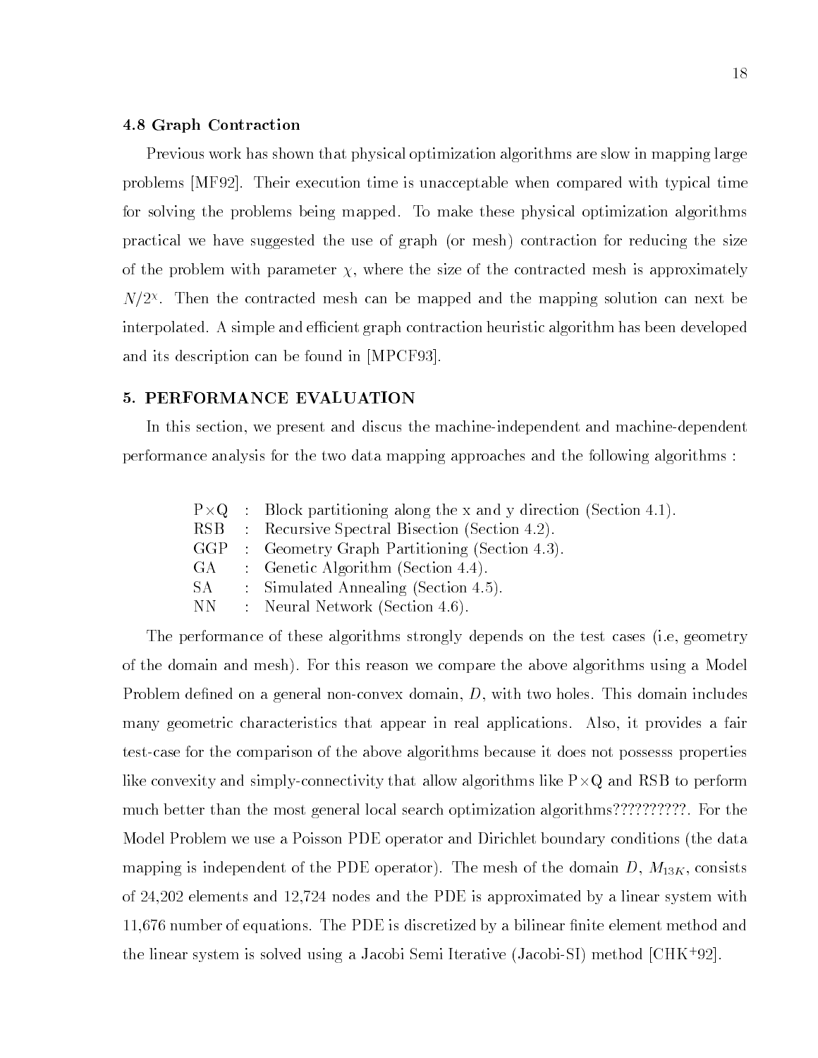### 4.8 Graph Contraction

Previous work has shown that physical optimization algorithms are slow in mapping large problems [MF92]. Their execution time is unacceptable when compared with typical time for solving the problems being mapped. To make these physical optimization algorithms practical we have suggested the use of graph (or mesh) contraction for reducing the size of the problem with parameter $\chi$, where the size of the contracted mesh is approximately $N/2^{\chi}$. Then the contracted mesh can be mapped and the mapping solution can next be interpolated. A simple and efficient graph contraction heuristic algorithm has been developed and its description can be found in [MPCF93].

## 5. PERFORMANCE EVALUATION

In this section, we present and discus the machine-independent and machine-dependent performance analysis for the two data mapping approaches and the following algorithms :

| | | |
|---|---|---|
| P×Q | : | Block partitioning along the x and y direction (Section 4.1). |
| RSB | : | Recursive Spectral Bisection (Section 4.2). |
| GGP | : | Geometry Graph Partitioning (Section 4.3). |
| GA | : | Genetic Algorithm (Section 4.4). |
| SA | : | Simulated Annealing (Section 4.5). |
| NN | : | Neural Network (Section 4.6). |

The performance of these algorithms strongly depends on the test cases (i.e, geometry of the domain and mesh). For this reason we compare the above algorithms using a Model Problem defined on a general non-convex domain, $D$, with two holes. This domain includes many geometric characteristics that appear in real applications. Also, it provides a fair test-case for the comparison of the above algorithms because it does not possesss properties like convexity and simply-connectivity that allow algorithms like P×Q and RSB to perform much better than the most general local search optimization algorithms??????????. For the Model Problem we use a Poisson PDE operator and Dirichlet boundary conditions (the data mapping is independent of the PDE operator). The mesh of the domain $D$, $M_{13K}$, consists of 24,202 elements and 12,724 nodes and the PDE is approximated by a linear system with 11,676 number of equations. The PDE is discretized by a bilinear finite element method and the linear system is solved using a Jacobi Semi Iterative (Jacobi-SI) method [CHK+92].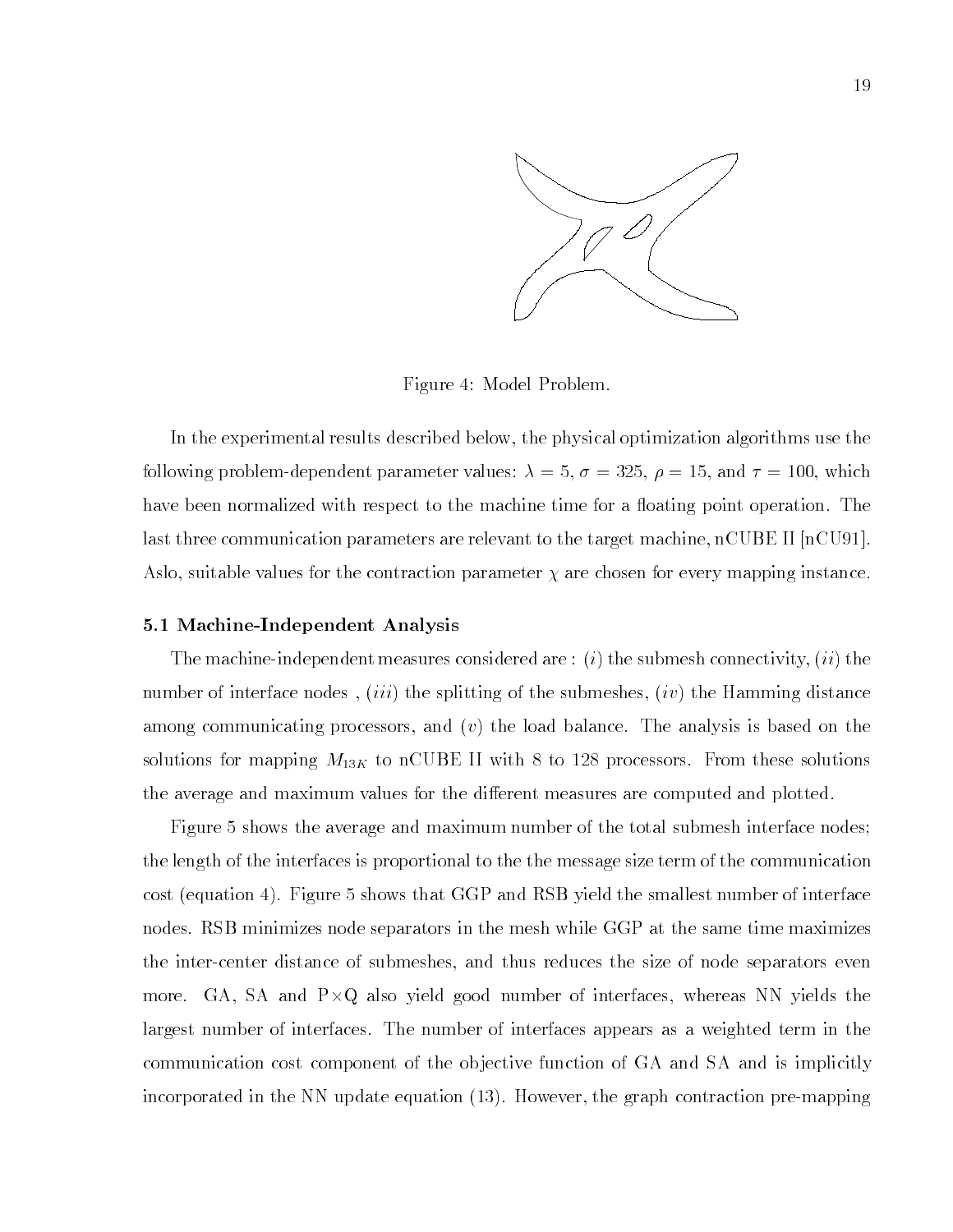Figure 4: Model Problem.

In the experimental results described below, the physical optimization algorithms use the following problem-dependent parameter values: $\lambda = 5$, $\sigma = 325$, $\rho = 15$, and $\tau = 100$, which have been normalized with respect to the machine time for a floating point operation. The last three communication parameters are relevant to the target machine, nCUBE II [nCU91]. Aslo, suitable values for the contraction parameter $\chi$ are chosen for every mapping instance.

### 5.1 Machine-Independent Analysis

The machine-independent measures considered are : ($i$) the submesh connectivity, ($ii$) the number of interface nodes , ($iii$) the splitting of the submeshes, ($iv$) the Hamming distance among communicating processors, and ($v$) the load balance. The analysis is based on the solutions for mapping $M_{13K}$ to nCUBE II with 8 to 128 processors. From these solutions the average and maximum values for the different measures are computed and plotted.

Figure 5 shows the average and maximum number of the total submesh interface nodes; the length of the interfaces is proportional to the the message size term of the communication cost (equation 4). Figure 5 shows that GGP and RSB yield the smallest number of interface nodes. RSB minimizes node separators in the mesh while GGP at the same time maximizes the inter-center distance of submeshes, and thus reduces the size of node separators even more. GA, SA and P$\times$Q also yield good number of interfaces, whereas NN yields the largest number of interfaces. The number of interfaces appears as a weighted term in the communication cost component of the objective function of GA and SA and is implicitly incorporated in the NN update equation (13). However, the graph contraction pre-mapping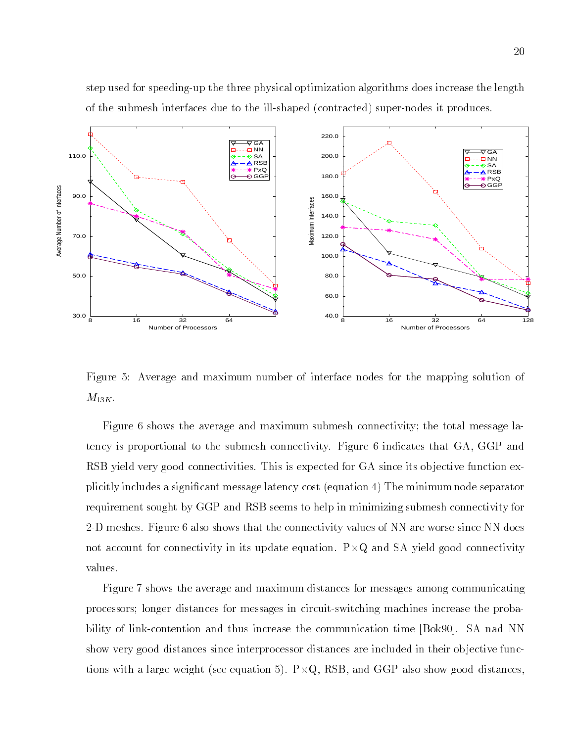step used for speeding-up the three physical optimization algorithms does increase the length of the submesh interfaces due to the ill-shaped (contracted) super-nodes it produces.

Figure 5: Average and maximum number of interface nodes for the mapping solution of $M_{13K}$.

Figure 6 shows the average and maximum submesh connectivity; the total message latency is proportional to the submesh connectivity. Figure 6 indicates that GA, GGP and RSB yield very good connectivities. This is expected for GA since its objective function explicitly includes a significant message latency cost (equation 4) The minimum node separator requirement sought by GGP and RSB seems to help in minimizing submesh connectivity for 2-D meshes. Figure 6 also shows that the connectivity values of NN are worse since NN does not account for connectivity in its update equation. P×Q and SA yield good connectivity values.

Figure 7 shows the average and maximum distances for messages among communicating processors; longer distances for messages in circuit-switching machines increase the probability of link-contention and thus increase the communication time [Bok90]. SA nad NN show very good distances since interprocessor distances are included in their objective functions with a large weight (see equation 5). P×Q, RSB, and GGP also show good distances,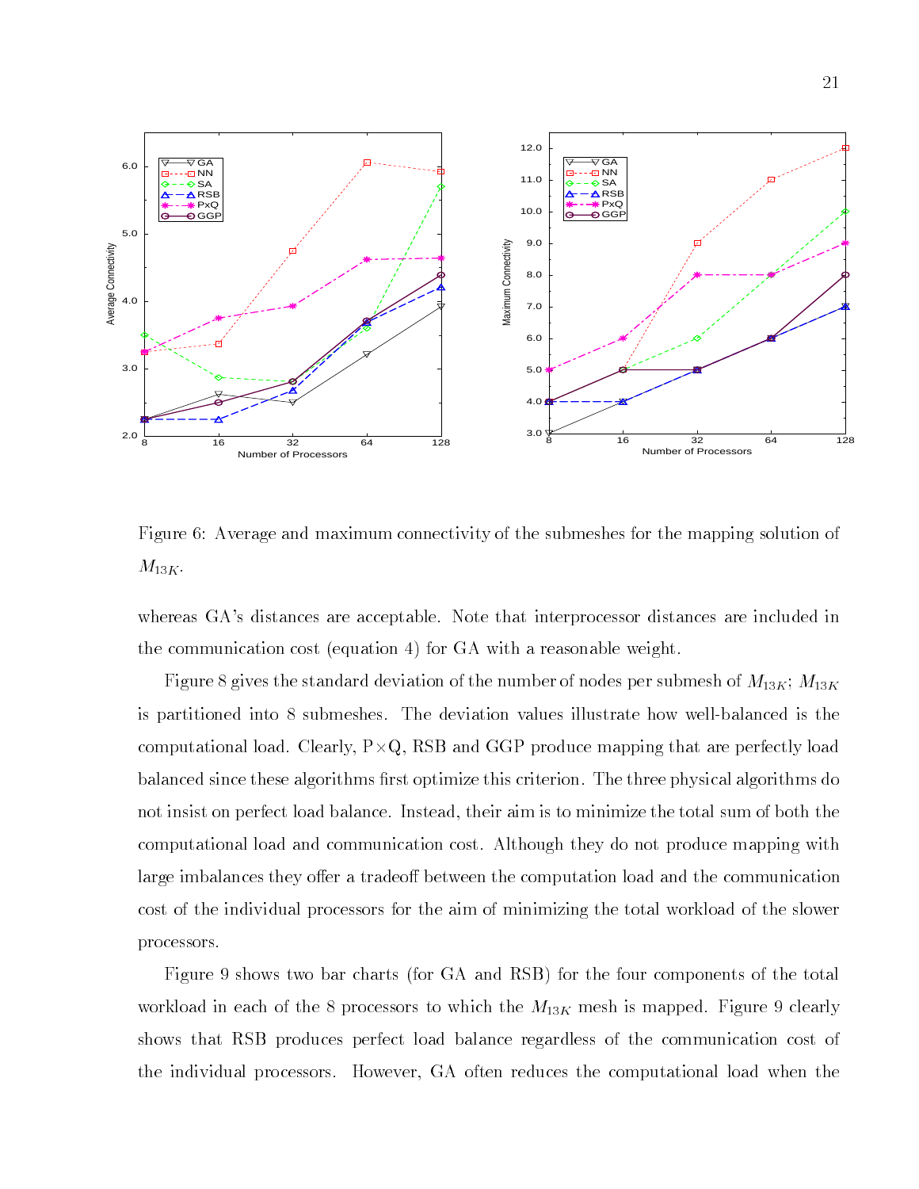Figure 6: Average and maximum connectivity of the submeshes for the mapping solution of $M_{13K}$.

whereas GA's distances are acceptable. Note that interprocessor distances are included in the communication cost (equation 4) for GA with a reasonable weight.

Figure 8 gives the standard deviation of the number of nodes per submesh of $M_{13K}$; $M_{13K}$ is partitioned into 8 submeshes. The deviation values illustrate how well-balanced is the computational load. Clearly, P$\times$Q, RSB and GGP produce mapping that are perfectly load balanced since these algorithms first optimize this criterion. The three physical algorithms do not insist on perfect load balance. Instead, their aim is to minimize the total sum of both the computational load and communication cost. Although they do not produce mapping with large imbalances they offer a tradeoff between the computation load and the communication cost of the individual processors for the aim of minimizing the total workload of the slower processors.

Figure 9 shows two bar charts (for GA and RSB) for the four components of the total workload in each of the 8 processors to which the $M_{13K}$ mesh is mapped. Figure 9 clearly shows that RSB produces perfect load balance regardless of the communication cost of the individual processors. However, GA often reduces the computational load when the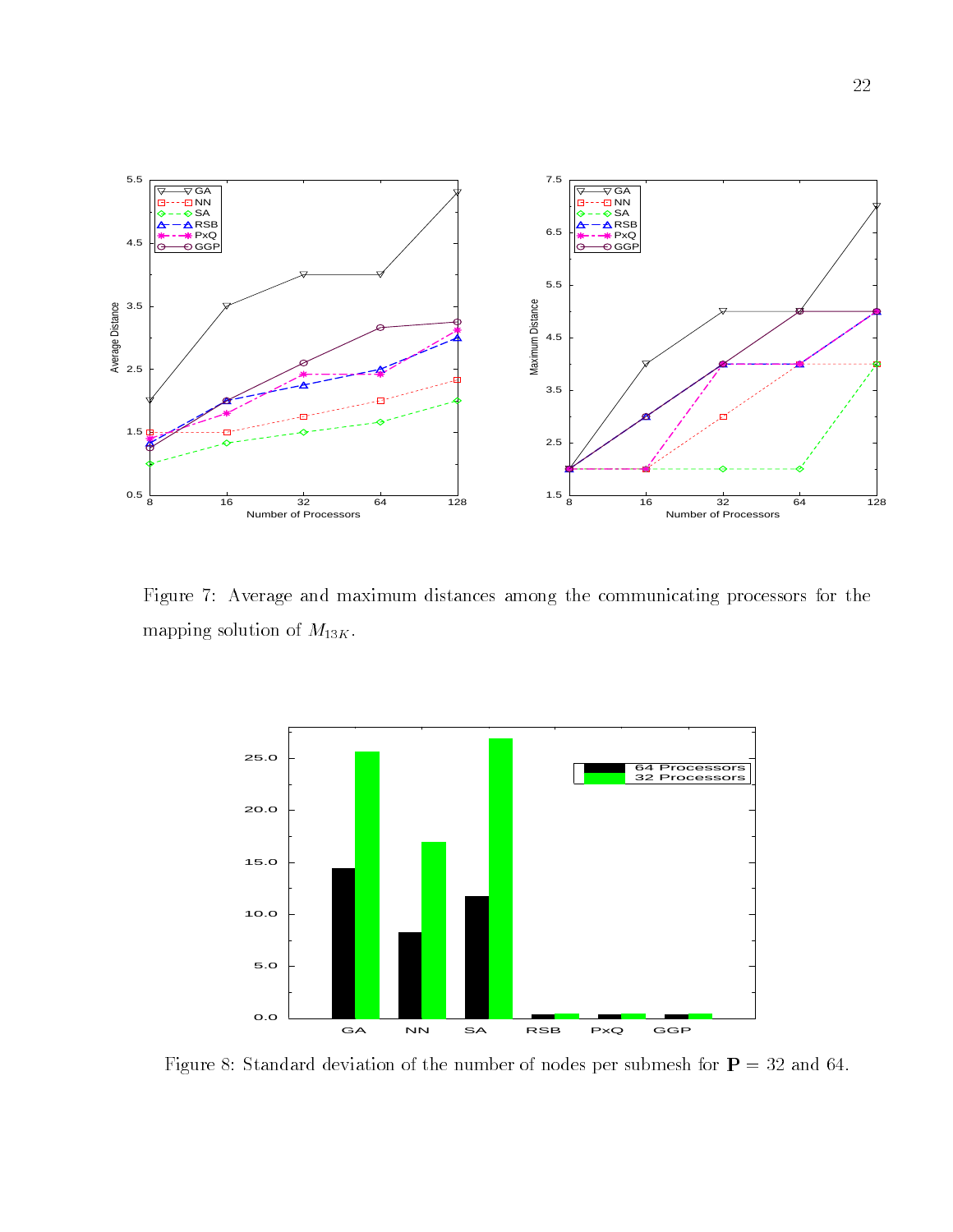Figure 7: Average and maximum distances among the communicating processors for the mapping solution of $M_{13K}$.

Figure 8: Standard deviation of the number of nodes per submesh for $\mathbf{P}$ = 32 and 64.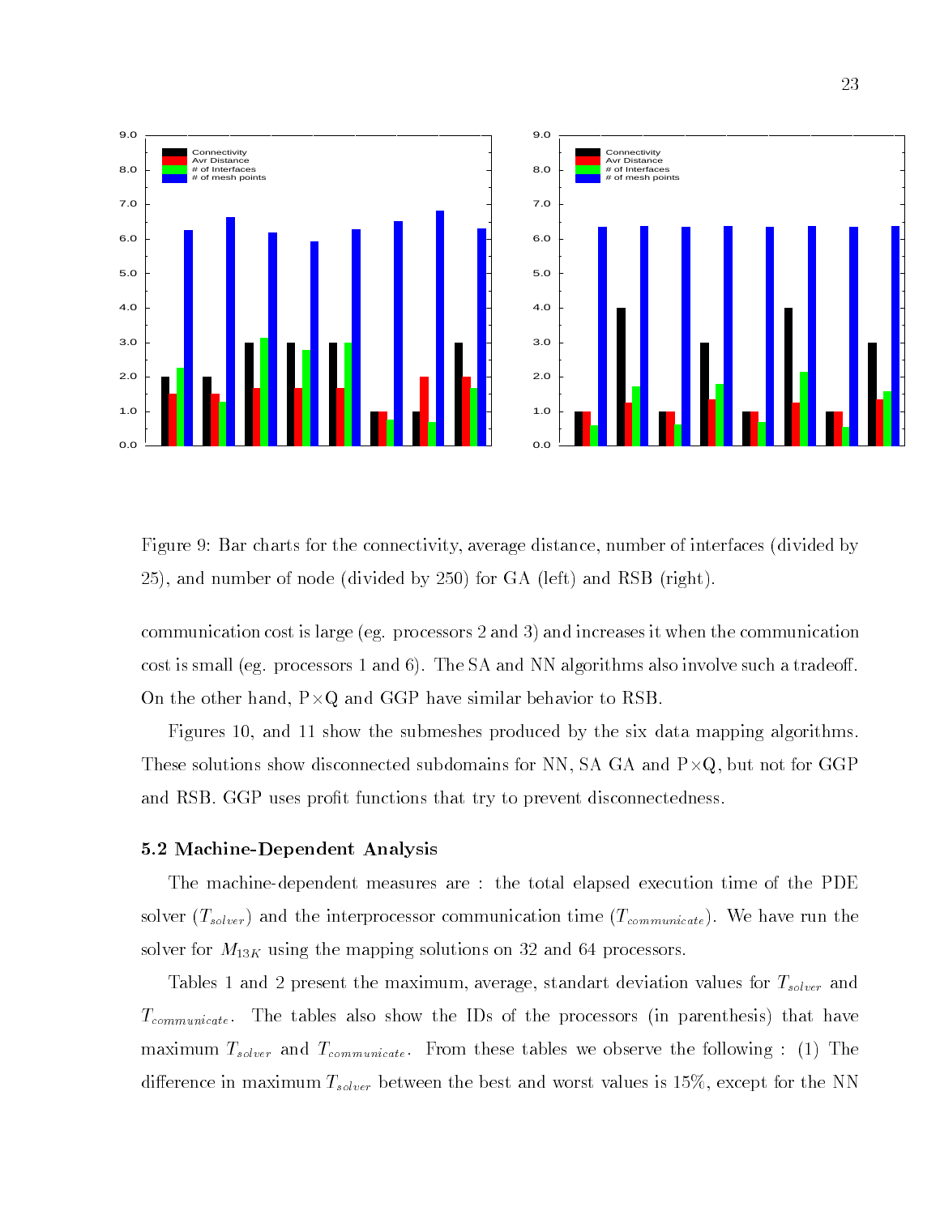Figure 9: Bar charts for the connectivity, average distance, number of interfaces (divided by 25), and number of node (divided by 250) for GA (left) and RSB (right).

communication cost is large (eg. processors 2 and 3) and increases it when the communication cost is small (eg. processors 1 and 6). The SA and NN algorithms also involve such a tradeoff. On the other hand, P×Q and GGP have similar behavior to RSB.

Figures 10, and 11 show the submeshes produced by the six data mapping algorithms. These solutions show disconnected subdomains for NN, SA GA and P×Q, but not for GGP and RSB. GGP uses profit functions that try to prevent disconnectedness.

### 5.2 Machine-Dependent Analysis

The machine-dependent measures are : the total elapsed execution time of the PDE solver ($T_{solver}$) and the interprocessor communication time ($T_{communicate}$). We have run the solver for $M_{13K}$ using the mapping solutions on 32 and 64 processors.

Tables 1 and 2 present the maximum, average, standart deviation values for $T_{solver}$ and $T_{communicate}$. The tables also show the IDs of the processors (in parenthesis) that have maximum $T_{solver}$ and $T_{communicate}$. From these tables we observe the following : (1) The difference in maximum $T_{solver}$ between the best and worst values is 15%, except for the NN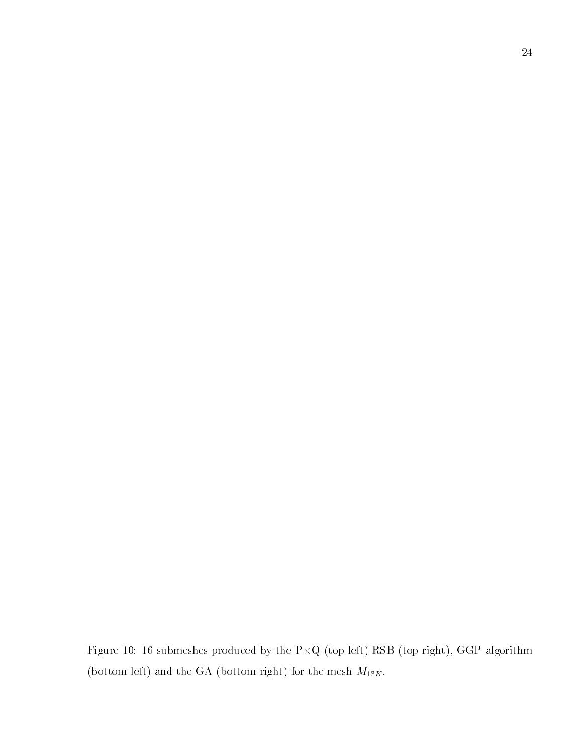Figure 10: 16 submeshes produced by the P×Q (top left) RSB (top right), GGP algorithm (bottom left) and the GA (bottom right) for the mesh $M_{13K}$.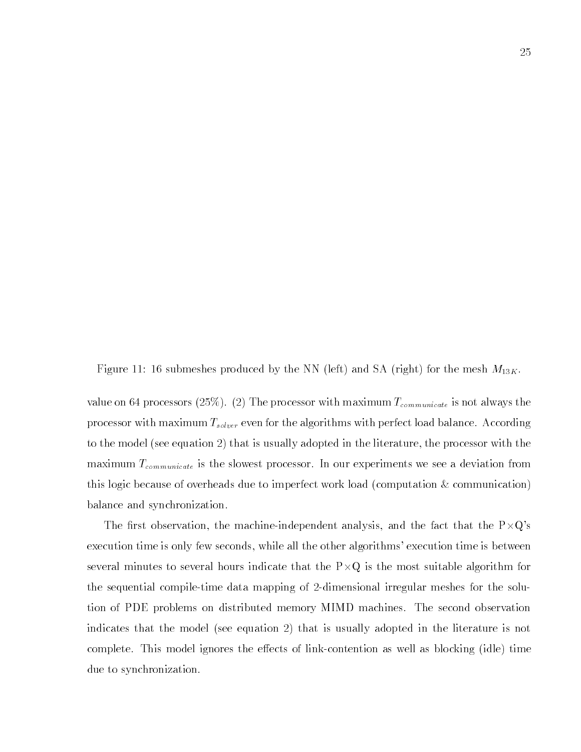Figure 11: 16 submeshes produced by the NN (left) and SA (right) for the mesh $M_{13K}$.

value on 64 processors (25%). (2) The processor with maximum $T_{communicate}$ is not always the processor with maximum $T_{solver}$ even for the algorithms with perfect load balance. According to the model (see equation 2) that is usually adopted in the literature, the processor with the maximum $T_{communicate}$ is the slowest processor. In our experiments we see a deviation from this logic because of overheads due to imperfect work load (computation & communication) balance and synchronization.

The first observation, the machine-independent analysis, and the fact that the P$\times$Q's execution time is only few seconds, while all the other algorithms' execution time is between several minutes to several hours indicate that the P$\times$Q is the most suitable algorithm for the sequential compile-time data mapping of 2-dimensional irregular meshes for the solution of PDE problems on distributed memory MIMD machines. The second observation indicates that the model (see equation 2) that is usually adopted in the literature is not complete. This model ignores the effects of link-contention as well as blocking (idle) time due to synchronization.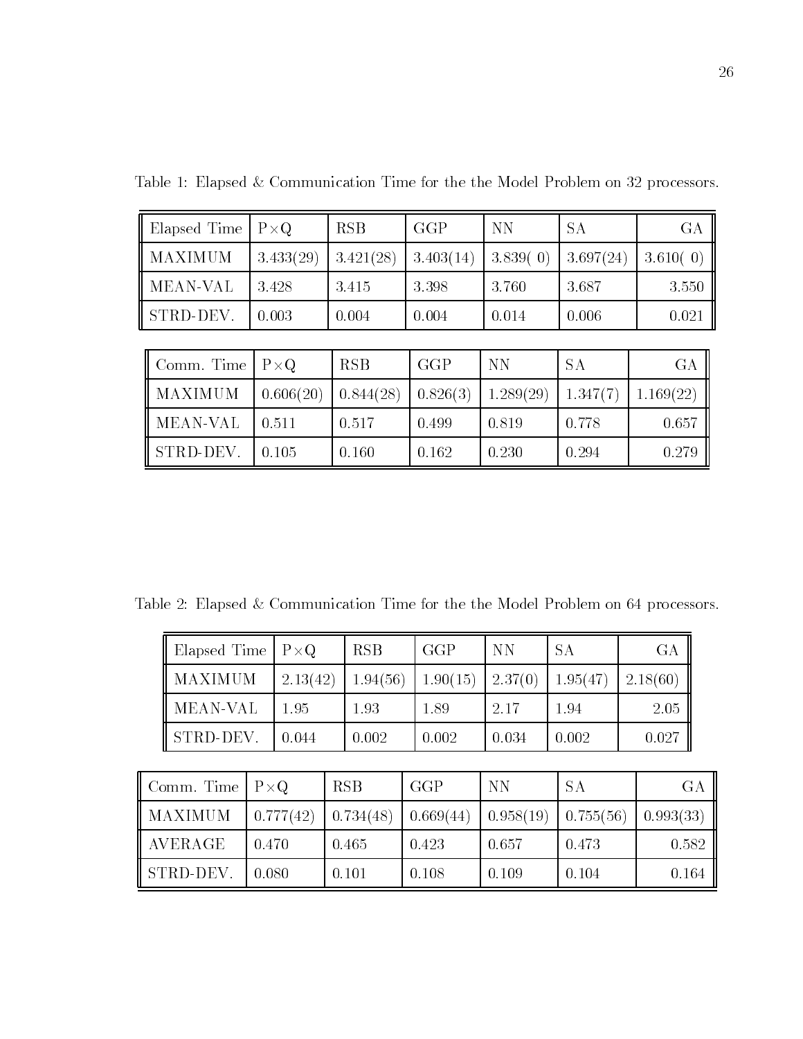Table 1: Elapsed & Communication Time for the the Model Problem on 32 processors.

| Elapsed Time | P×Q | RSB | GGP | NN | SA | GA |
|---|---|---|---|---|---|---|
| MAXIMUM | 3.433(29) | 3.421(28) | 3.403(14) | 3.839( 0) | 3.697(24) | 3.610( 0) |
| MEAN-VAL | 3.428 | 3.415 | 3.398 | 3.760 | 3.687 | 3.550 |
| STRD-DEV. | 0.003 | 0.004 | 0.004 | 0.014 | 0.006 | 0.021 |

| Comm. Time | P×Q | RSB | GGP | NN | SA | GA |
|---|---|---|---|---|---|---|
| MAXIMUM | 0.606(20) | 0.844(28) | 0.826(3) | 1.289(29) | 1.347(7) | 1.169(22) |
| MEAN-VAL | 0.511 | 0.517 | 0.499 | 0.819 | 0.778 | 0.657 |
| STRD-DEV. | 0.105 | 0.160 | 0.162 | 0.230 | 0.294 | 0.279 |

Table 2: Elapsed & Communication Time for the the Model Problem on 64 processors.

| Elapsed Time | P×Q | RSB | GGP | NN | SA | GA |
|---|---|---|---|---|---|---|
| MAXIMUM | 2.13(42) | 1.94(56) | 1.90(15) | 2.37(0) | 1.95(47) | 2.18(60) |
| MEAN-VAL | 1.95 | 1.93 | 1.89 | 2.17 | 1.94 | 2.05 |
| STRD-DEV. | 0.044 | 0.002 | 0.002 | 0.034 | 0.002 | 0.027 |

| Comm. Time | P×Q | RSB | GGP | NN | SA | GA |
|---|---|---|---|---|---|---|
| MAXIMUM | 0.777(42) | 0.734(48) | 0.669(44) | 0.958(19) | 0.755(56) | 0.993(33) |
| AVERAGE | 0.470 | 0.465 | 0.423 | 0.657 | 0.473 | 0.582 |
| STRD-DEV. | 0.080 | 0.101 | 0.108 | 0.109 | 0.104 | 0.164 |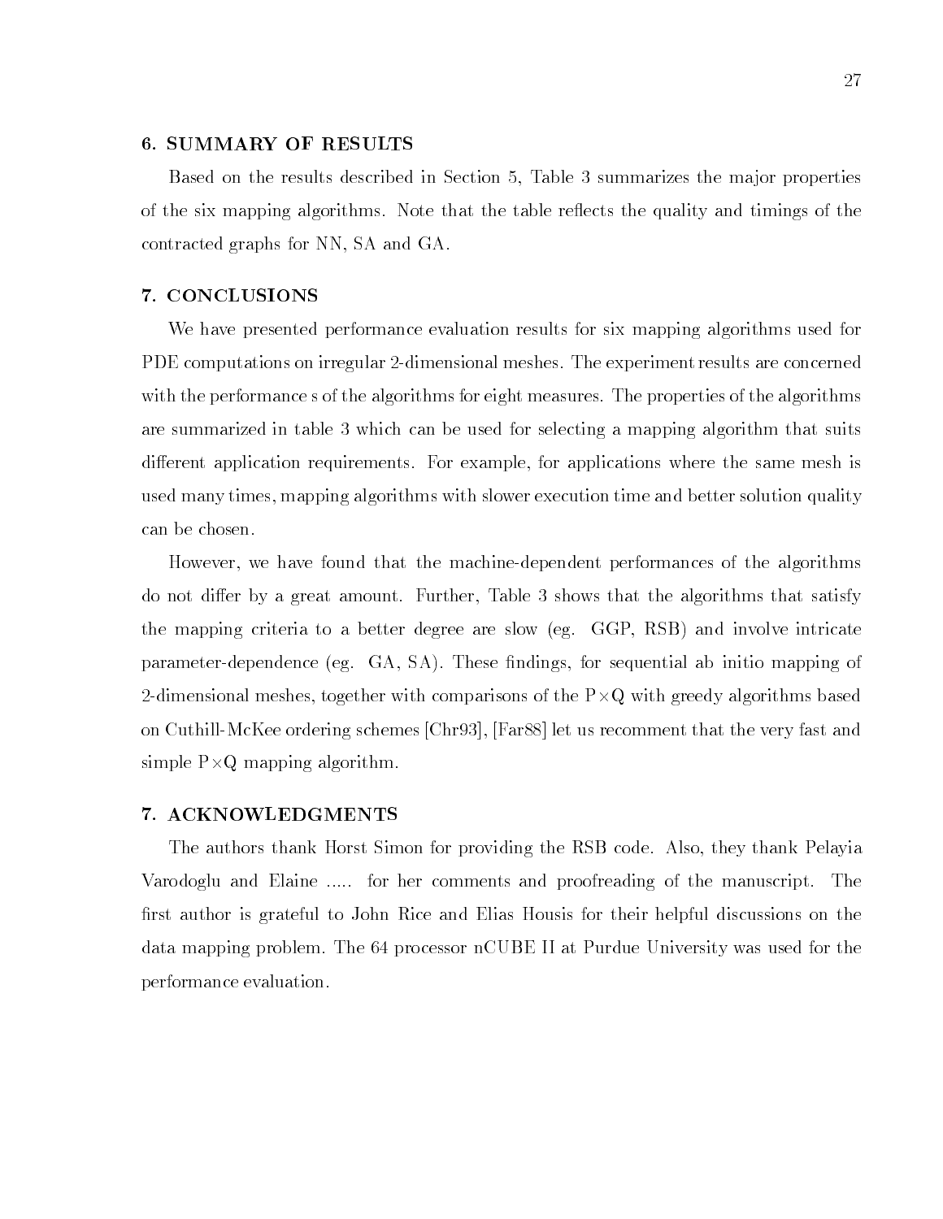## 6. SUMMARY OF RESULTS

Based on the results described in Section 5, Table 3 summarizes the major properties of the six mapping algorithms. Note that the table reflects the quality and timings of the contracted graphs for NN, SA and GA.

## 7. CONCLUSIONS

We have presented performance evaluation results for six mapping algorithms used for PDE computations on irregular 2-dimensional meshes. The experiment results are concerned with the performance s of the algorithms for eight measures. The properties of the algorithms are summarized in table 3 which can be used for selecting a mapping algorithm that suits different application requirements. For example, for applications where the same mesh is used many times, mapping algorithms with slower execution time and better solution quality can be chosen.

However, we have found that the machine-dependent performances of the algorithms do not differ by a great amount. Further, Table 3 shows that the algorithms that satisfy the mapping criteria to a better degree are slow (eg. GGP, RSB) and involve intricate parameter-dependence (eg. GA, SA). These findings, for sequential ab initio mapping of 2-dimensional meshes, together with comparisons of the P$\times$Q with greedy algorithms based on Cuthill-McKee ordering schemes [Chr93], [Far88] let us recomment that the very fast and simple P$\times$Q mapping algorithm.

## 7. ACKNOWLEDGMENTS

The authors thank Horst Simon for providing the RSB code. Also, they thank Pelayia Varodoglu and Elaine ..... for her comments and proofreading of the manuscript. The first author is grateful to John Rice and Elias Housis for their helpful discussions on the data mapping problem. The 64 processor nCUBE II at Purdue University was used for the performance evaluation.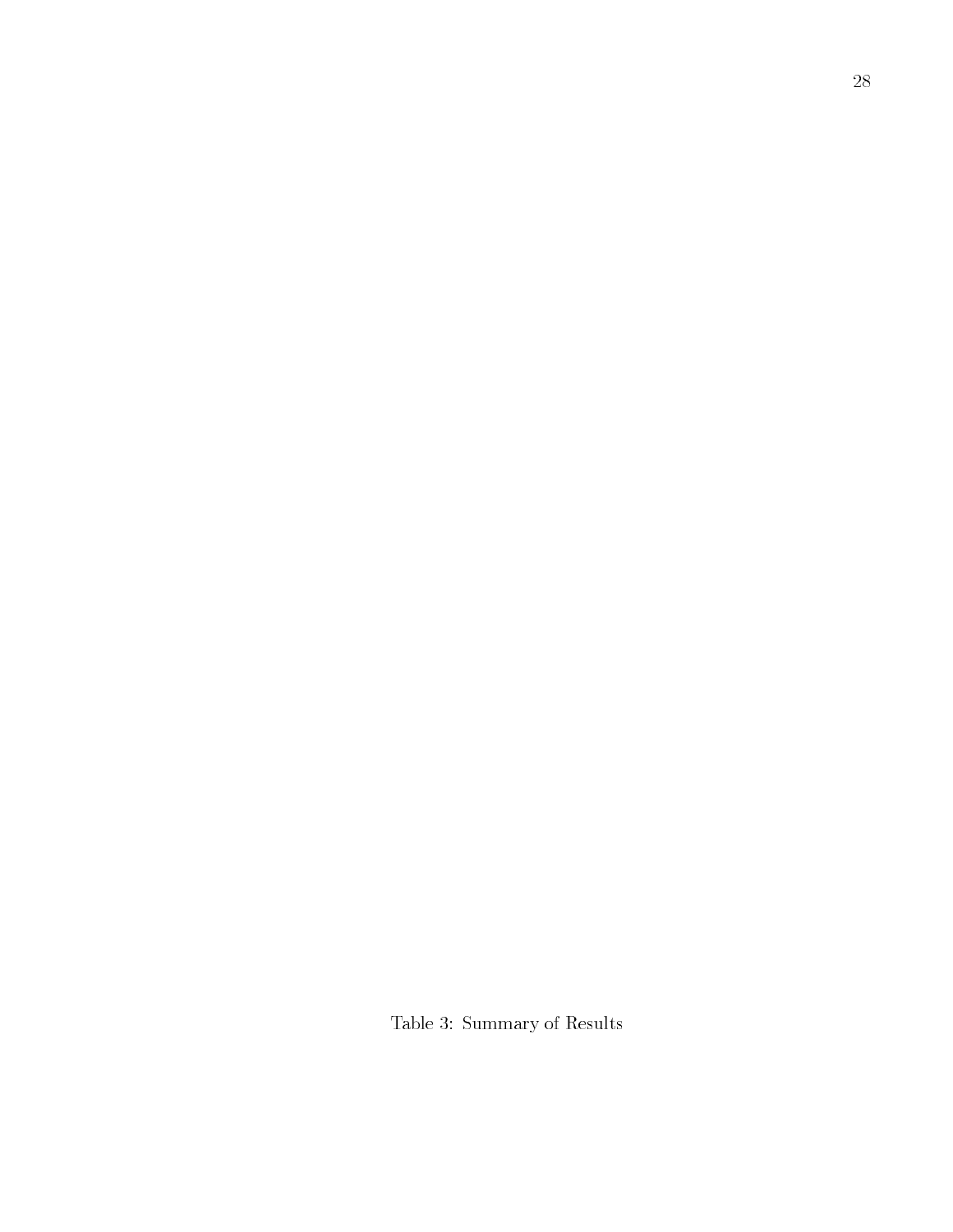Table 3: Summary of Results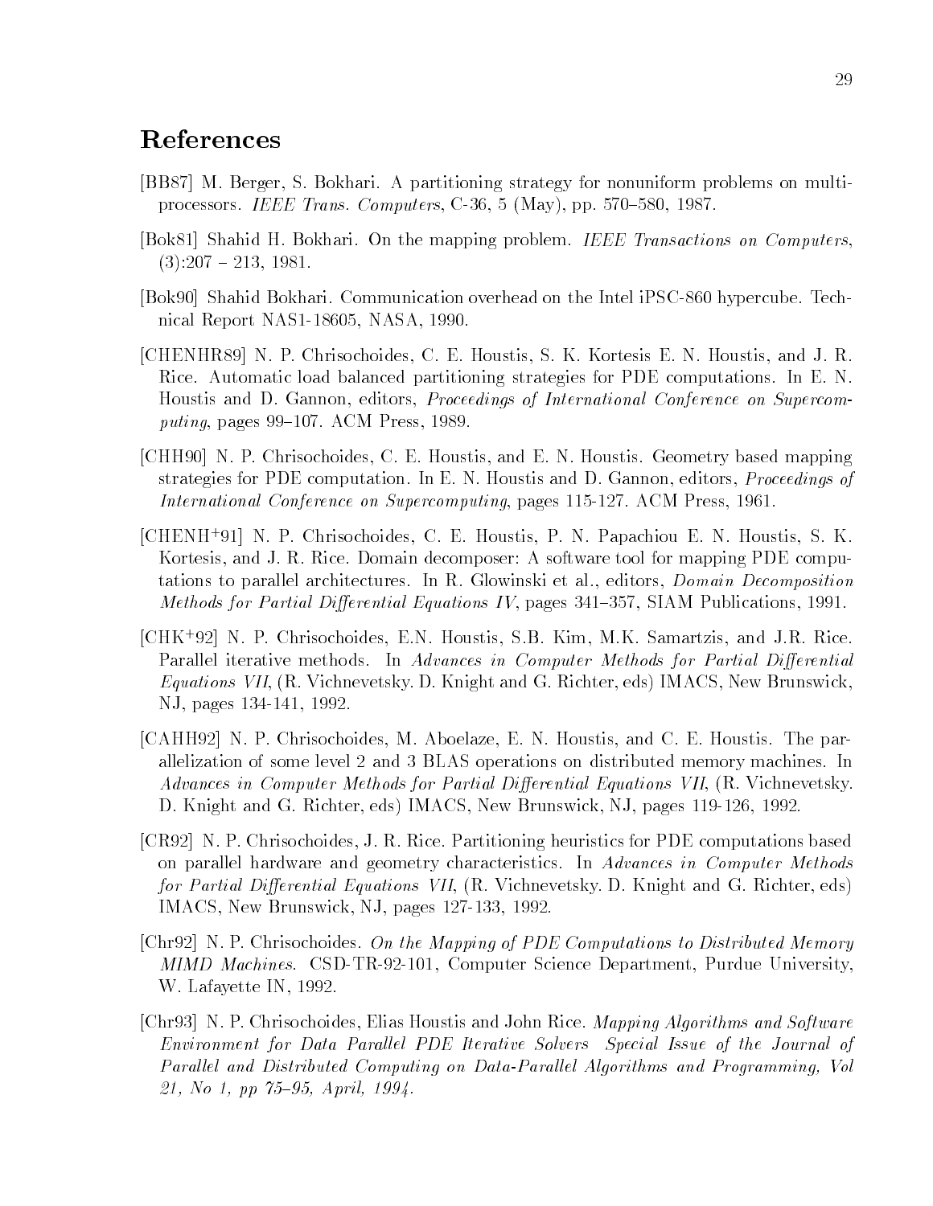## References

[BB87] M. Berger, S. Bokhari. A partitioning strategy for nonuniform problems on multiprocessors. *IEEE Trans. Computers*, C-36, 5 (May), pp. 570–580, 1987.

[Bok81] Shahid H. Bokhari. On the mapping problem. *IEEE Transactions on Computers*, (3):207 – 213, 1981.

[Bok90] Shahid Bokhari. Communication overhead on the Intel iPSC-860 hypercube. Technical Report NAS1-18605, NASA, 1990.

[CHENHR89] N. P. Chrisochoides, C. E. Houstis, S. K. Kortesis E. N. Houstis, and J. R. Rice. Automatic load balanced partitioning strategies for PDE computations. In E. N. Houstis and D. Gannon, editors, *Proceedings of International Conference on Supercomputing*, pages 99–107. ACM Press, 1989.

[CHH90] N. P. Chrisochoides, C. E. Houstis, and E. N. Houstis. Geometry based mapping strategies for PDE computation. In E. N. Houstis and D. Gannon, editors, *Proceedings of International Conference on Supercomputing*, pages 115-127. ACM Press, 1961.

[CHENH+91] N. P. Chrisochoides, C. E. Houstis, P. N. Papachiou E. N. Houstis, S. K. Kortesis, and J. R. Rice. Domain decomposer: A software tool for mapping PDE computations to parallel architectures. In R. Glowinski et al., editors, *Domain Decomposition Methods for Partial Differential Equations IV*, pages 341–357, SIAM Publications, 1991.

[CHK+92] N. P. Chrisochoides, E.N. Houstis, S.B. Kim, M.K. Samartzis, and J.R. Rice. Parallel iterative methods. In *Advances in Computer Methods for Partial Differential Equations VII*, (R. Vichnevetsky. D. Knight and G. Richter, eds) IMACS, New Brunswick, NJ, pages 134-141, 1992.

[CAHH92] N. P. Chrisochoides, M. Aboelaze, E. N. Houstis, and C. E. Houstis. The parallelization of some level 2 and 3 BLAS operations on distributed memory machines. In *Advances in Computer Methods for Partial Differential Equations VII*, (R. Vichnevetsky. D. Knight and G. Richter, eds) IMACS, New Brunswick, NJ, pages 119-126, 1992.

[CR92] N. P. Chrisochoides, J. R. Rice. Partitioning heuristics for PDE computations based on parallel hardware and geometry characteristics. In *Advances in Computer Methods for Partial Differential Equations VII*, (R. Vichnevetsky. D. Knight and G. Richter, eds) IMACS, New Brunswick, NJ, pages 127-133, 1992.

[Chr92] N. P. Chrisochoides. *On the Mapping of PDE Computations to Distributed Memory MIMD Machines*. CSD-TR-92-101, Computer Science Department, Purdue University, W. Lafayette IN, 1992.

[Chr93] N. P. Chrisochoides, Elias Houstis and John Rice. *Mapping Algorithms and Software Environment for Data Parallel PDE Iterative Solvers Special Issue of the Journal of Parallel and Distributed Computing on Data-Parallel Algorithms and Programming, Vol 21, No 1, pp 75–95, April, 1994.*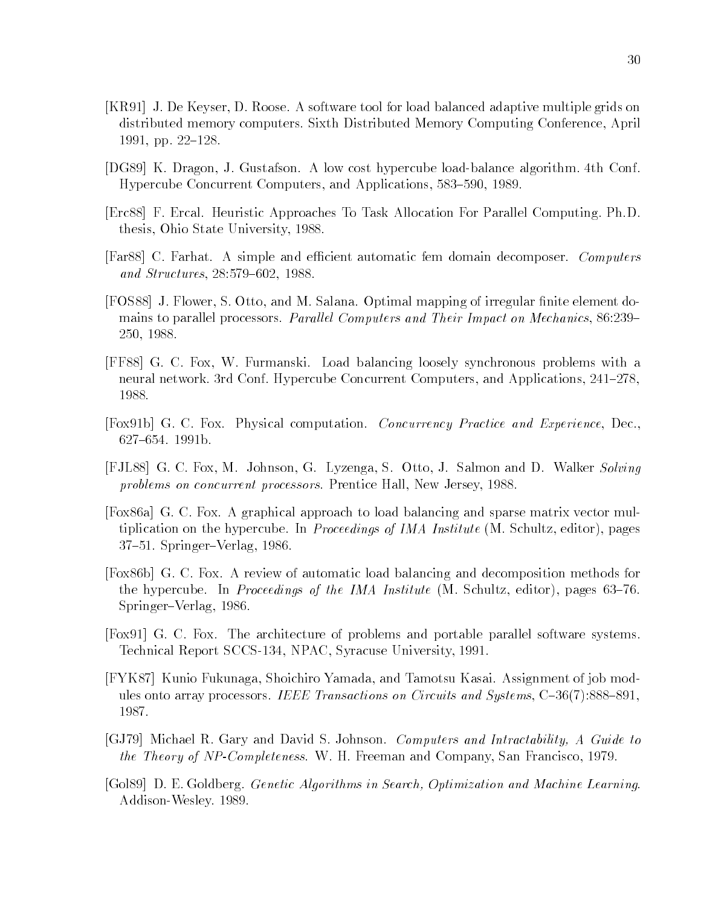[KR91] J. De Keyser, D. Roose. A software tool for load balanced adaptive multiple grids on distributed memory computers. Sixth Distributed Memory Computing Conference, April 1991, pp. 22–128.

[DG89] K. Dragon, J. Gustafson. A low cost hypercube load-balance algorithm. 4th Conf. Hypercube Concurrent Computers, and Applications, 583–590, 1989.

[Erc88] F. Ercal. Heuristic Approaches To Task Allocation For Parallel Computing. Ph.D. thesis, Ohio State University, 1988.

[Far88] C. Farhat. A simple and efficient automatic fem domain decomposer. *Computers and Structures*, 28:579–602, 1988.

[FOS88] J. Flower, S. Otto, and M. Salana. Optimal mapping of irregular finite element domains to parallel processors. *Parallel Computers and Their Impact on Mechanics*, 86:239–250, 1988.

[FF88] G. C. Fox, W. Furmanski. Load balancing loosely synchronous problems with a neural network. 3rd Conf. Hypercube Concurrent Computers, and Applications, 241–278, 1988.

[Fox91b] G. C. Fox. Physical computation. *Concurrency Practice and Experience*, Dec., 627–654. 1991b.

[FJL88] G. C. Fox, M. Johnson, G. Lyzenga, S. Otto, J. Salmon and D. Walker *Solving problems on concurrent processors*. Prentice Hall, New Jersey, 1988.

[Fox86a] G. C. Fox. A graphical approach to load balancing and sparse matrix vector multiplication on the hypercube. In *Proceedings of IMA Institute* (M. Schultz, editor), pages 37–51. Springer–Verlag, 1986.

[Fox86b] G. C. Fox. A review of automatic load balancing and decomposition methods for the hypercube. In *Proceedings of the IMA Institute* (M. Schultz, editor), pages 63–76. Springer–Verlag, 1986.

[Fox91] G. C. Fox. The architecture of problems and portable parallel software systems. Technical Report SCCS-134, NPAC, Syracuse University, 1991.

[FYK87] Kunio Fukunaga, Shoichiro Yamada, and Tamotsu Kasai. Assignment of job modules onto array processors. *IEEE Transactions on Circuits and Systems*, C–36(7):888–891, 1987.

[GJ79] Michael R. Gary and David S. Johnson. *Computers and Intractability, A Guide to the Theory of NP-Completeness*. W. H. Freeman and Company, San Francisco, 1979.

[Gol89] D. E. Goldberg. *Genetic Algorithms in Search, Optimization and Machine Learning*. Addison-Wesley. 1989.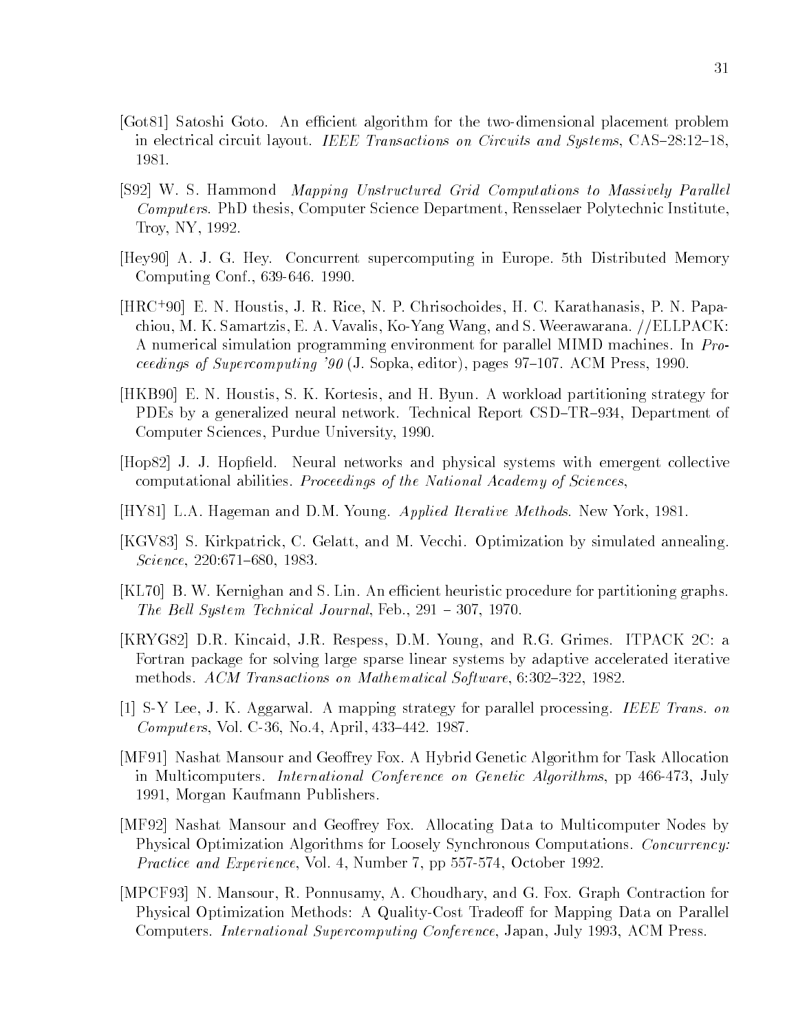[Got81] Satoshi Goto. An efficient algorithm for the two-dimensional placement problem in electrical circuit layout. *IEEE Transactions on Circuits and Systems*, CAS–28:12–18, 1981.

[S92] W. S. Hammond *Mapping Unstructured Grid Computations to Massively Parallel Computers*. PhD thesis, Computer Science Department, Rensselaer Polytechnic Institute, Troy, NY, 1992.

[Hey90] A. J. G. Hey. Concurrent supercomputing in Europe. 5th Distributed Memory Computing Conf., 639-646. 1990.

[HRC+90] E. N. Houstis, J. R. Rice, N. P. Chrisochoides, H. C. Karathanasis, P. N. Papachiou, M. K. Samartzis, E. A. Vavalis, Ko-Yang Wang, and S. Weerawarana. //ELLPACK: A numerical simulation programming environment for parallel MIMD machines. In *Proceedings of Supercomputing '90* (J. Sopka, editor), pages 97–107. ACM Press, 1990.

[HKB90] E. N. Houstis, S. K. Kortesis, and H. Byun. A workload partitioning strategy for PDEs by a generalized neural network. Technical Report CSD–TR–934, Department of Computer Sciences, Purdue University, 1990.

[Hop82] J. J. Hopfield. Neural networks and physical systems with emergent collective computational abilities. *Proceedings of the National Academy of Sciences*,

[HY81] L.A. Hageman and D.M. Young. *Applied Iterative Methods*. New York, 1981.

[KGV83] S. Kirkpatrick, C. Gelatt, and M. Vecchi. Optimization by simulated annealing. *Science*, 220:671–680, 1983.

[KL70] B. W. Kernighan and S. Lin. An efficient heuristic procedure for partitioning graphs. *The Bell System Technical Journal*, Feb., 291 – 307, 1970.

[KRYG82] D.R. Kincaid, J.R. Respess, D.M. Young, and R.G. Grimes. ITPACK 2C: a Fortran package for solving large sparse linear systems by adaptive accelerated iterative methods. *ACM Transactions on Mathematical Software*, 6:302–322, 1982.

[1] S-Y Lee, J. K. Aggarwal. A mapping strategy for parallel processing. *IEEE Trans. on Computers*, Vol. C-36, No.4, April, 433–442. 1987.

[MF91] Nashat Mansour and Geoffrey Fox. A Hybrid Genetic Algorithm for Task Allocation in Multicomputers. *International Conference on Genetic Algorithms*, pp 466-473, July 1991, Morgan Kaufmann Publishers.

[MF92] Nashat Mansour and Geoffrey Fox. Allocating Data to Multicomputer Nodes by Physical Optimization Algorithms for Loosely Synchronous Computations. *Concurrency: Practice and Experience*, Vol. 4, Number 7, pp 557-574, October 1992.

[MPCF93] N. Mansour, R. Ponnusamy, A. Choudhary, and G. Fox. Graph Contraction for Physical Optimization Methods: A Quality-Cost Tradeoff for Mapping Data on Parallel Computers. *International Supercomputing Conference*, Japan, July 1993, ACM Press.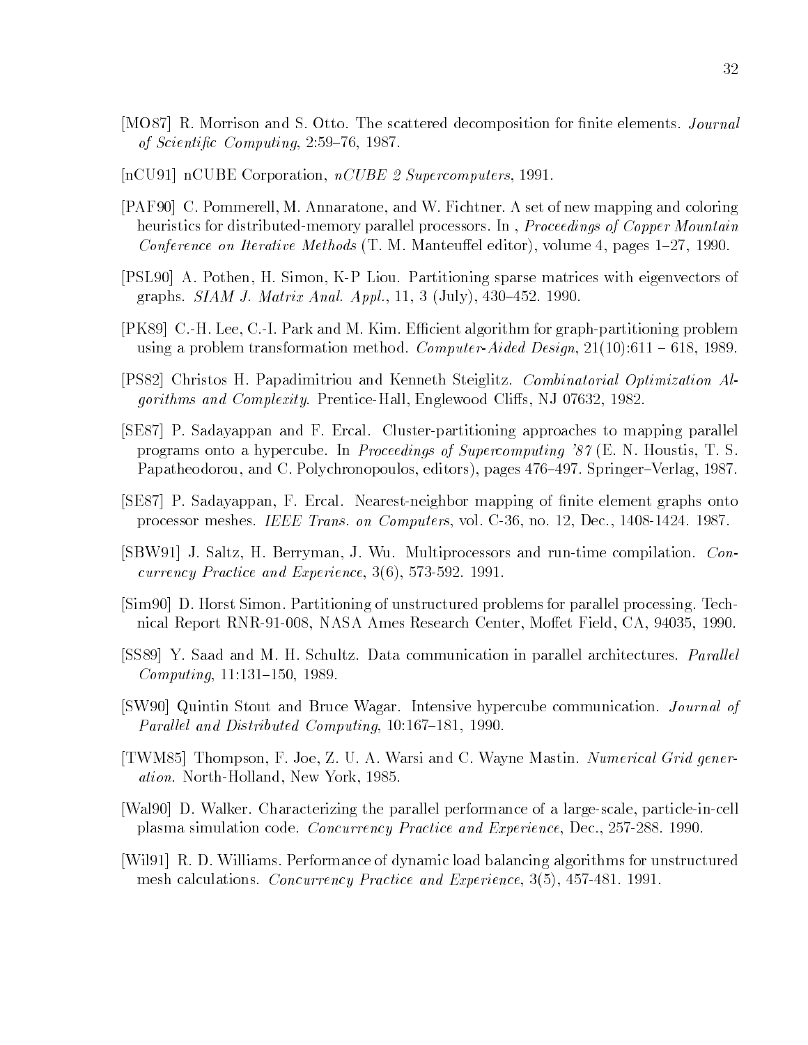[MO87] R. Morrison and S. Otto. The scattered decomposition for finite elements. *Journal of Scientific Computing*, 2:59–76, 1987.

[nCU91] nCUBE Corporation, *nCUBE 2 Supercomputers*, 1991.

[PAF90] C. Pommerell, M. Annaratone, and W. Fichtner. A set of new mapping and coloring heuristics for distributed-memory parallel processors. In , *Proceedings of Copper Mountain Conference on Iterative Methods* (T. M. Manteuffel editor), volume 4, pages 1–27, 1990.

[PSL90] A. Pothen, H. Simon, K-P Liou. Partitioning sparse matrices with eigenvectors of graphs. *SIAM J. Matrix Anal. Appl.*, 11, 3 (July), 430–452. 1990.

[PK89] C.-H. Lee, C.-I. Park and M. Kim. Efficient algorithm for graph-partitioning problem using a problem transformation method. *Computer-Aided Design*, 21(10):611 – 618, 1989.

[PS82] Christos H. Papadimitriou and Kenneth Steiglitz. *Combinatorial Optimization Algorithms and Complexity*. Prentice-Hall, Englewood Cliffs, NJ 07632, 1982.

[SE87] P. Sadayappan and F. Ercal. Cluster-partitioning approaches to mapping parallel programs onto a hypercube. In *Proceedings of Supercomputing '87* (E. N. Houstis, T. S. Papatheodorou, and C. Polychronopoulos, editors), pages 476–497. Springer–Verlag, 1987.

[SE87] P. Sadayappan, F. Ercal. Nearest-neighbor mapping of finite element graphs onto processor meshes. *IEEE Trans. on Computers*, vol. C-36, no. 12, Dec., 1408-1424. 1987.

[SBW91] J. Saltz, H. Berryman, J. Wu. Multiprocessors and run-time compilation. *Concurrency Practice and Experience*, 3(6), 573-592. 1991.

[Sim90] D. Horst Simon. Partitioning of unstructured problems for parallel processing. Technical Report RNR-91-008, NASA Ames Research Center, Moffet Field, CA, 94035, 1990.

[SS89] Y. Saad and M. H. Schultz. Data communication in parallel architectures. *Parallel Computing*, 11:131–150, 1989.

[SW90] Quintin Stout and Bruce Wagar. Intensive hypercube communication. *Journal of Parallel and Distributed Computing*, 10:167–181, 1990.

[TWM85] Thompson, F. Joe, Z. U. A. Warsi and C. Wayne Mastin. *Numerical Grid generation*. North-Holland, New York, 1985.

[Wal90] D. Walker. Characterizing the parallel performance of a large-scale, particle-in-cell plasma simulation code. *Concurrency Practice and Experience*, Dec., 257-288. 1990.

[Wil91] R. D. Williams. Performance of dynamic load balancing algorithms for unstructured mesh calculations. *Concurrency Practice and Experience*, 3(5), 457-481. 1991.